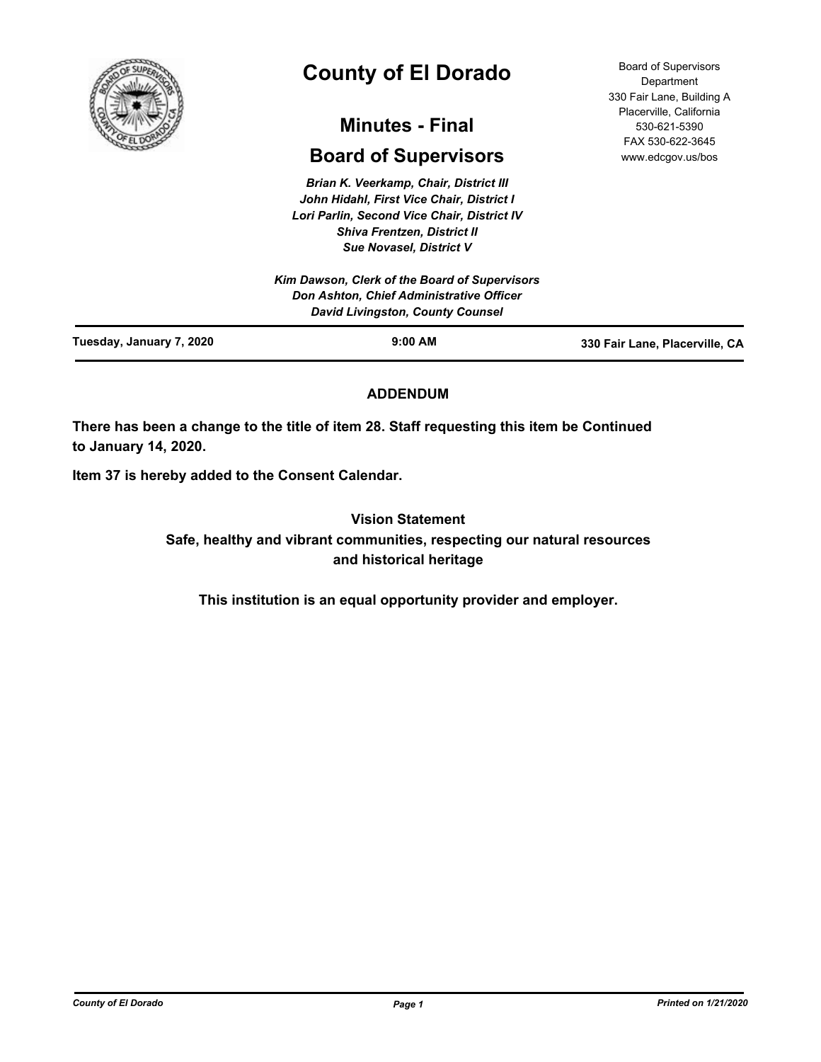# County of El Dorado

## Minutes - Final

## Board of Supervisors

Board of Supervisors Department
330 Fair Lane, Building A
Placerville, California
530-621-5390
FAX 530-622-3645
www.edcgov.us/bos

*Brian K. Veerkamp, Chair, District III*
*John Hidahl, First Vice Chair, District I*
*Lori Parlin, Second Vice Chair, District IV*
*Shiva Frentzen, District II*
*Sue Novasel, District V*

*Kim Dawson, Clerk of the Board of Supervisors*
*Don Ashton, Chief Administrative Officer*
*David Livingston, County Counsel*

**Tuesday, January 7, 2020** | **9:00 AM** | **330 Fair Lane, Placerville, CA**

**ADDENDUM**

**There has been a change to the title of item 28. Staff requesting this item be Continued to January 14, 2020.**

**Item 37 is hereby added to the Consent Calendar.**

**Vision Statement**
**Safe, healthy and vibrant communities, respecting our natural resources and historical heritage**

**This institution is an equal opportunity provider and employer.**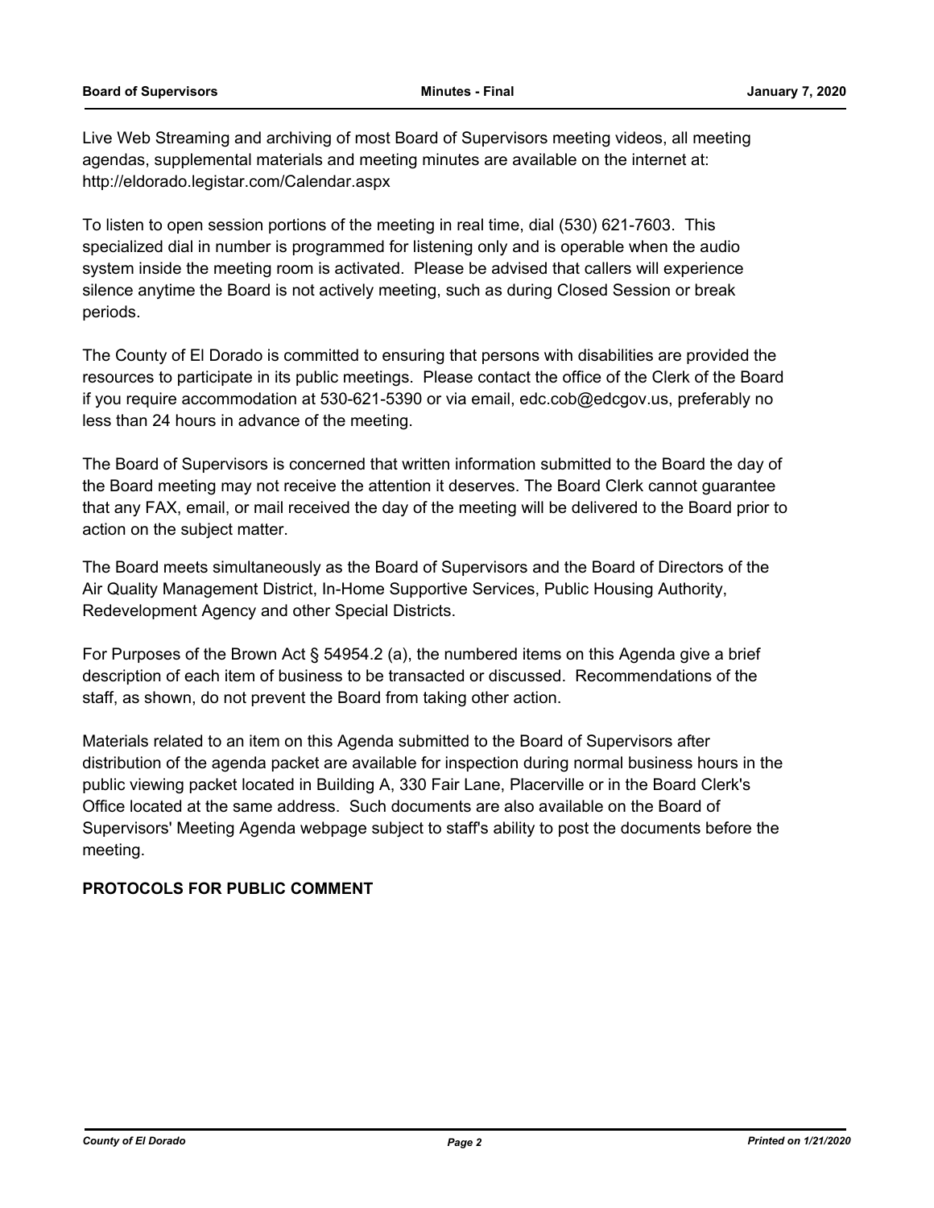Live Web Streaming and archiving of most Board of Supervisors meeting videos, all meeting agendas, supplemental materials and meeting minutes are available on the internet at: http://eldorado.legistar.com/Calendar.aspx

To listen to open session portions of the meeting in real time, dial (530) 621-7603. This specialized dial in number is programmed for listening only and is operable when the audio system inside the meeting room is activated. Please be advised that callers will experience silence anytime the Board is not actively meeting, such as during Closed Session or break periods.

The County of El Dorado is committed to ensuring that persons with disabilities are provided the resources to participate in its public meetings. Please contact the office of the Clerk of the Board if you require accommodation at 530-621-5390 or via email, edc.cob@edcgov.us, preferably no less than 24 hours in advance of the meeting.

The Board of Supervisors is concerned that written information submitted to the Board the day of the Board meeting may not receive the attention it deserves. The Board Clerk cannot guarantee that any FAX, email, or mail received the day of the meeting will be delivered to the Board prior to action on the subject matter.

The Board meets simultaneously as the Board of Supervisors and the Board of Directors of the Air Quality Management District, In-Home Supportive Services, Public Housing Authority, Redevelopment Agency and other Special Districts.

For Purposes of the Brown Act § 54954.2 (a), the numbered items on this Agenda give a brief description of each item of business to be transacted or discussed. Recommendations of the staff, as shown, do not prevent the Board from taking other action.

Materials related to an item on this Agenda submitted to the Board of Supervisors after distribution of the agenda packet are available for inspection during normal business hours in the public viewing packet located in Building A, 330 Fair Lane, Placerville or in the Board Clerk's Office located at the same address. Such documents are also available on the Board of Supervisors' Meeting Agenda webpage subject to staff's ability to post the documents before the meeting.

**PROTOCOLS FOR PUBLIC COMMENT**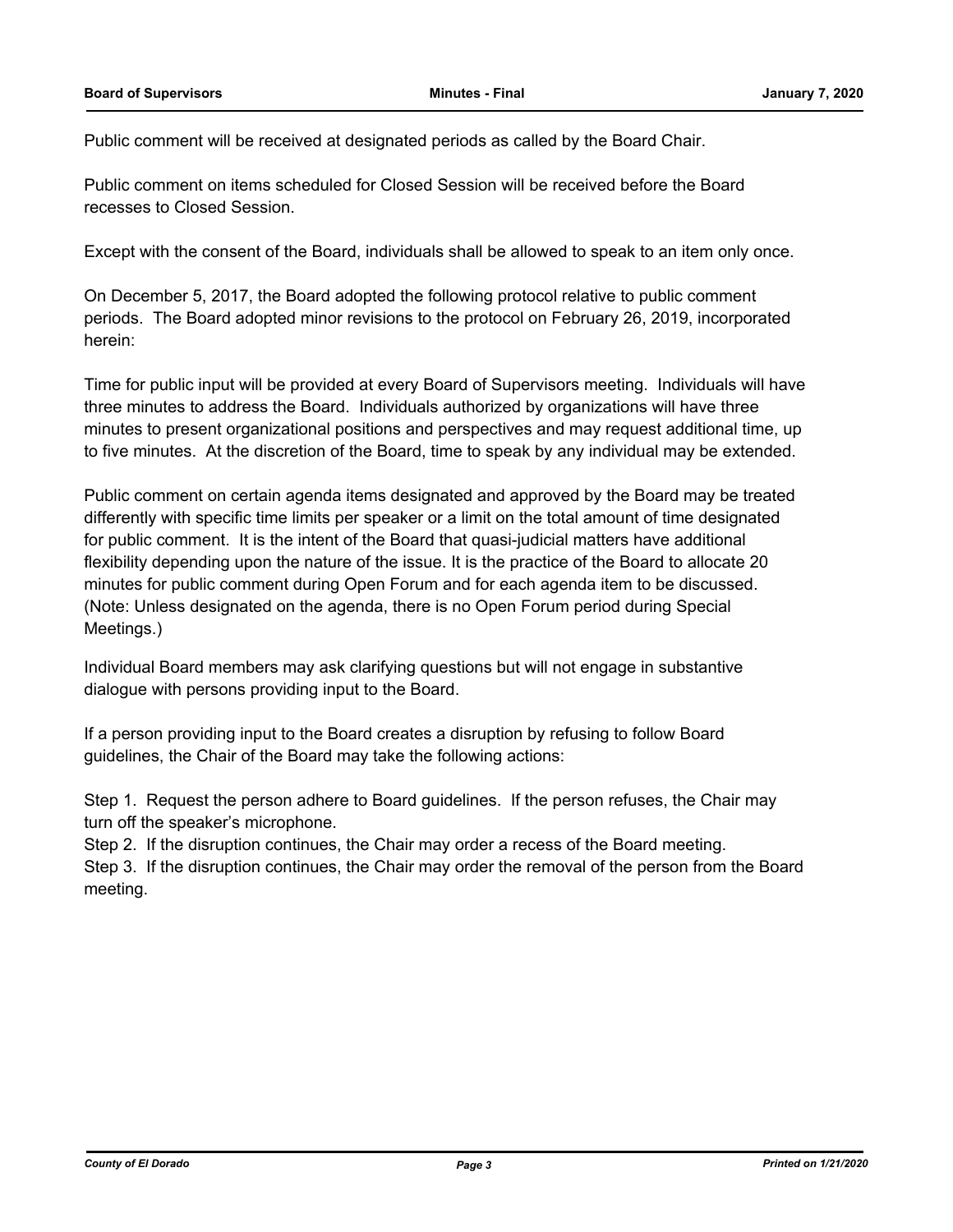Public comment will be received at designated periods as called by the Board Chair.

Public comment on items scheduled for Closed Session will be received before the Board recesses to Closed Session.

Except with the consent of the Board, individuals shall be allowed to speak to an item only once.

On December 5, 2017, the Board adopted the following protocol relative to public comment periods. The Board adopted minor revisions to the protocol on February 26, 2019, incorporated herein:

Time for public input will be provided at every Board of Supervisors meeting. Individuals will have three minutes to address the Board. Individuals authorized by organizations will have three minutes to present organizational positions and perspectives and may request additional time, up to five minutes. At the discretion of the Board, time to speak by any individual may be extended.

Public comment on certain agenda items designated and approved by the Board may be treated differently with specific time limits per speaker or a limit on the total amount of time designated for public comment. It is the intent of the Board that quasi-judicial matters have additional flexibility depending upon the nature of the issue. It is the practice of the Board to allocate 20 minutes for public comment during Open Forum and for each agenda item to be discussed. (Note: Unless designated on the agenda, there is no Open Forum period during Special Meetings.)

Individual Board members may ask clarifying questions but will not engage in substantive dialogue with persons providing input to the Board.

If a person providing input to the Board creates a disruption by refusing to follow Board guidelines, the Chair of the Board may take the following actions:

Step 1. Request the person adhere to Board guidelines. If the person refuses, the Chair may turn off the speaker's microphone.
Step 2. If the disruption continues, the Chair may order a recess of the Board meeting.
Step 3. If the disruption continues, the Chair may order the removal of the person from the Board meeting.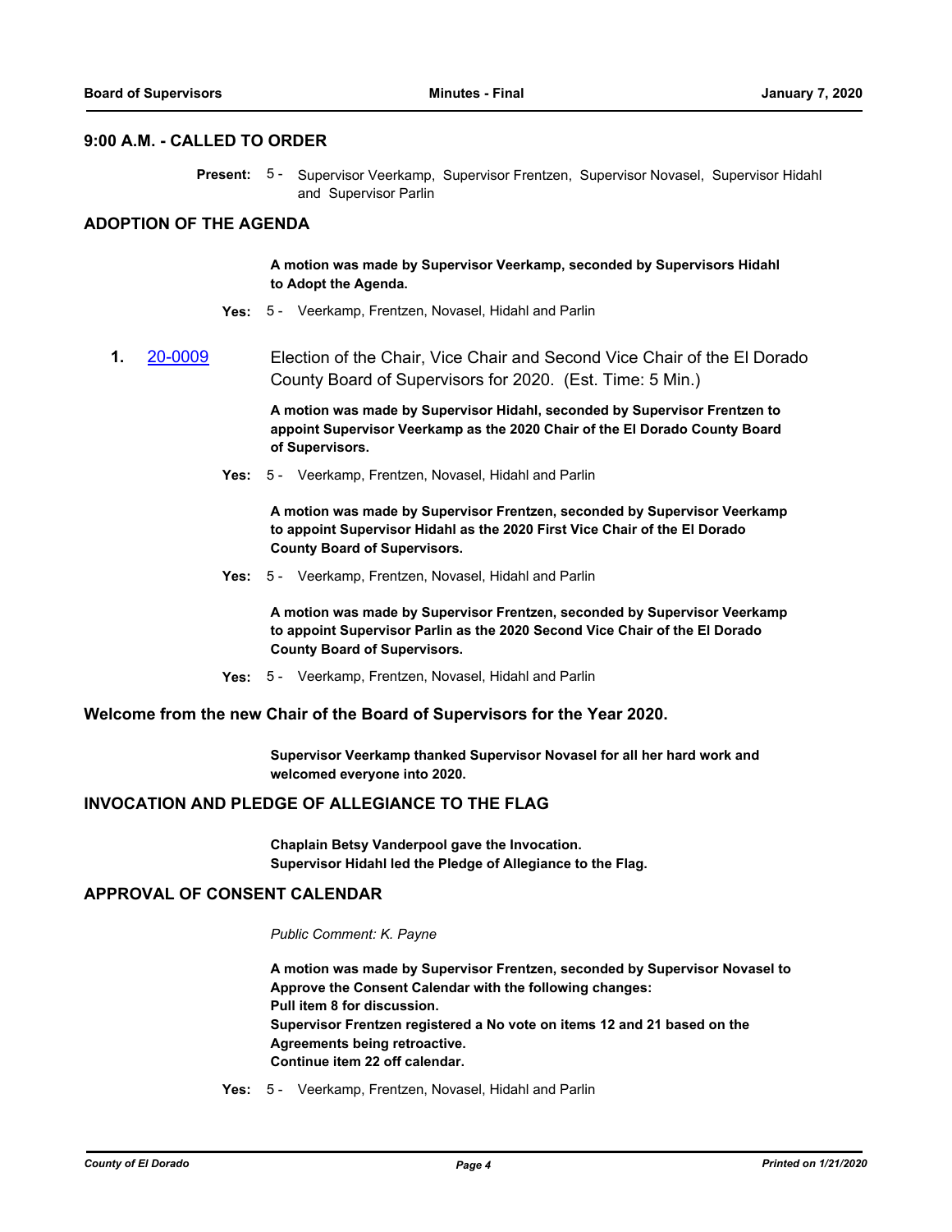## 9:00 A.M. - CALLED TO ORDER

**Present:** 5 - Supervisor Veerkamp, Supervisor Frentzen, Supervisor Novasel, Supervisor Hidahl and Supervisor Parlin

## ADOPTION OF THE AGENDA

**A motion was made by Supervisor Veerkamp, seconded by Supervisors Hidahl to Adopt the Agenda.**

**Yes:** 5 - Veerkamp, Frentzen, Novasel, Hidahl and Parlin

**1.** [20-0009](#) Election of the Chair, Vice Chair and Second Vice Chair of the El Dorado County Board of Supervisors for 2020. (Est. Time: 5 Min.)

**A motion was made by Supervisor Hidahl, seconded by Supervisor Frentzen to appoint Supervisor Veerkamp as the 2020 Chair of the El Dorado County Board of Supervisors.**

**Yes:** 5 - Veerkamp, Frentzen, Novasel, Hidahl and Parlin

**A motion was made by Supervisor Frentzen, seconded by Supervisor Veerkamp to appoint Supervisor Hidahl as the 2020 First Vice Chair of the El Dorado County Board of Supervisors.**

**Yes:** 5 - Veerkamp, Frentzen, Novasel, Hidahl and Parlin

**A motion was made by Supervisor Frentzen, seconded by Supervisor Veerkamp to appoint Supervisor Parlin as the 2020 Second Vice Chair of the El Dorado County Board of Supervisors.**

**Yes:** 5 - Veerkamp, Frentzen, Novasel, Hidahl and Parlin

### Welcome from the new Chair of the Board of Supervisors for the Year 2020.

**Supervisor Veerkamp thanked Supervisor Novasel for all her hard work and welcomed everyone into 2020.**

## INVOCATION AND PLEDGE OF ALLEGIANCE TO THE FLAG

**Chaplain Betsy Vanderpool gave the Invocation.**
**Supervisor Hidahl led the Pledge of Allegiance to the Flag.**

## APPROVAL OF CONSENT CALENDAR

*Public Comment: K. Payne*

**A motion was made by Supervisor Frentzen, seconded by Supervisor Novasel to Approve the Consent Calendar with the following changes:**
**Pull item 8 for discussion.**
**Supervisor Frentzen registered a No vote on items 12 and 21 based on the Agreements being retroactive.**
**Continue item 22 off calendar.**

**Yes:** 5 - Veerkamp, Frentzen, Novasel, Hidahl and Parlin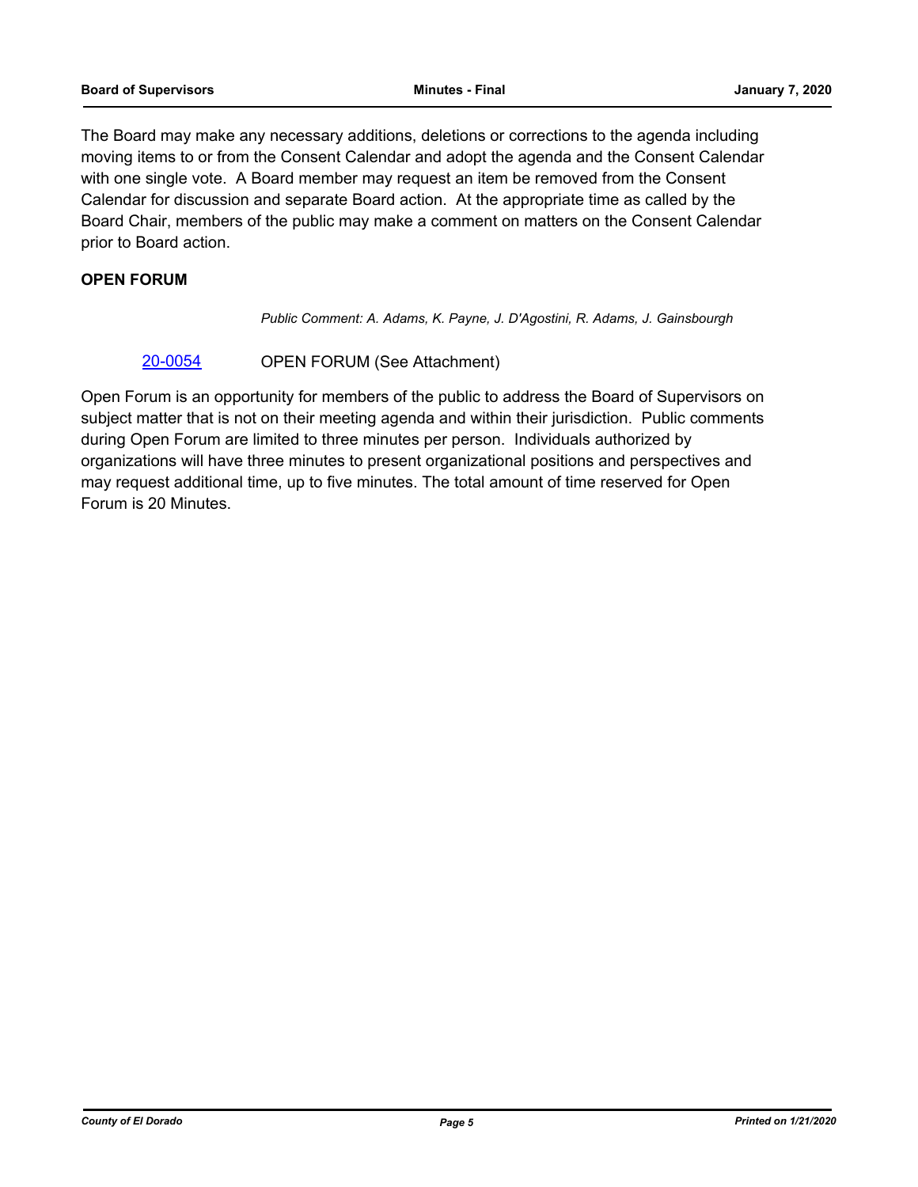The Board may make any necessary additions, deletions or corrections to the agenda including moving items to or from the Consent Calendar and adopt the agenda and the Consent Calendar with one single vote. A Board member may request an item be removed from the Consent Calendar for discussion and separate Board action. At the appropriate time as called by the Board Chair, members of the public may make a comment on matters on the Consent Calendar prior to Board action.

**OPEN FORUM**

*Public Comment: A. Adams, K. Payne, J. D'Agostini, R. Adams, J. Gainsbourgh*

20-0054 OPEN FORUM (See Attachment)

Open Forum is an opportunity for members of the public to address the Board of Supervisors on subject matter that is not on their meeting agenda and within their jurisdiction. Public comments during Open Forum are limited to three minutes per person. Individuals authorized by organizations will have three minutes to present organizational positions and perspectives and may request additional time, up to five minutes. The total amount of time reserved for Open Forum is 20 Minutes.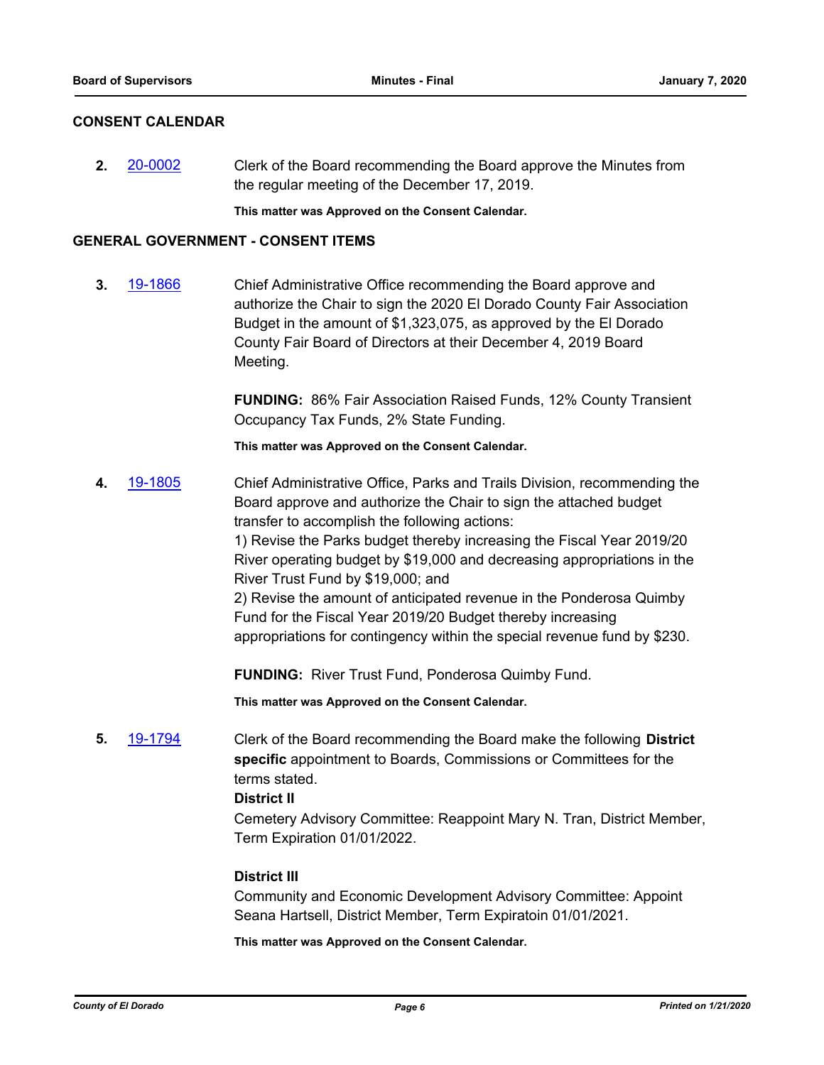## CONSENT CALENDAR

**2.** [20-0002] Clerk of the Board recommending the Board approve the Minutes from the regular meeting of the December 17, 2019.

**This matter was Approved on the Consent Calendar.**

## GENERAL GOVERNMENT - CONSENT ITEMS

**3.** [19-1866] Chief Administrative Office recommending the Board approve and authorize the Chair to sign the 2020 El Dorado County Fair Association Budget in the amount of $1,323,075, as approved by the El Dorado County Fair Board of Directors at their December 4, 2019 Board Meeting.

**FUNDING:** 86% Fair Association Raised Funds, 12% County Transient Occupancy Tax Funds, 2% State Funding.

**This matter was Approved on the Consent Calendar.**

**4.** [19-1805] Chief Administrative Office, Parks and Trails Division, recommending the Board approve and authorize the Chair to sign the attached budget transfer to accomplish the following actions:
1) Revise the Parks budget thereby increasing the Fiscal Year 2019/20 River operating budget by $19,000 and decreasing appropriations in the River Trust Fund by $19,000; and
2) Revise the amount of anticipated revenue in the Ponderosa Quimby Fund for the Fiscal Year 2019/20 Budget thereby increasing appropriations for contingency within the special revenue fund by $230.

**FUNDING:** River Trust Fund, Ponderosa Quimby Fund.

**This matter was Approved on the Consent Calendar.**

**5.** [19-1794] Clerk of the Board recommending the Board make the following **District specific** appointment to Boards, Commissions or Committees for the terms stated.

**District II**
Cemetery Advisory Committee: Reappoint Mary N. Tran, District Member, Term Expiration 01/01/2022.

**District III**
Community and Economic Development Advisory Committee: Appoint Seana Hartsell, District Member, Term Expiratoin 01/01/2021.

**This matter was Approved on the Consent Calendar.**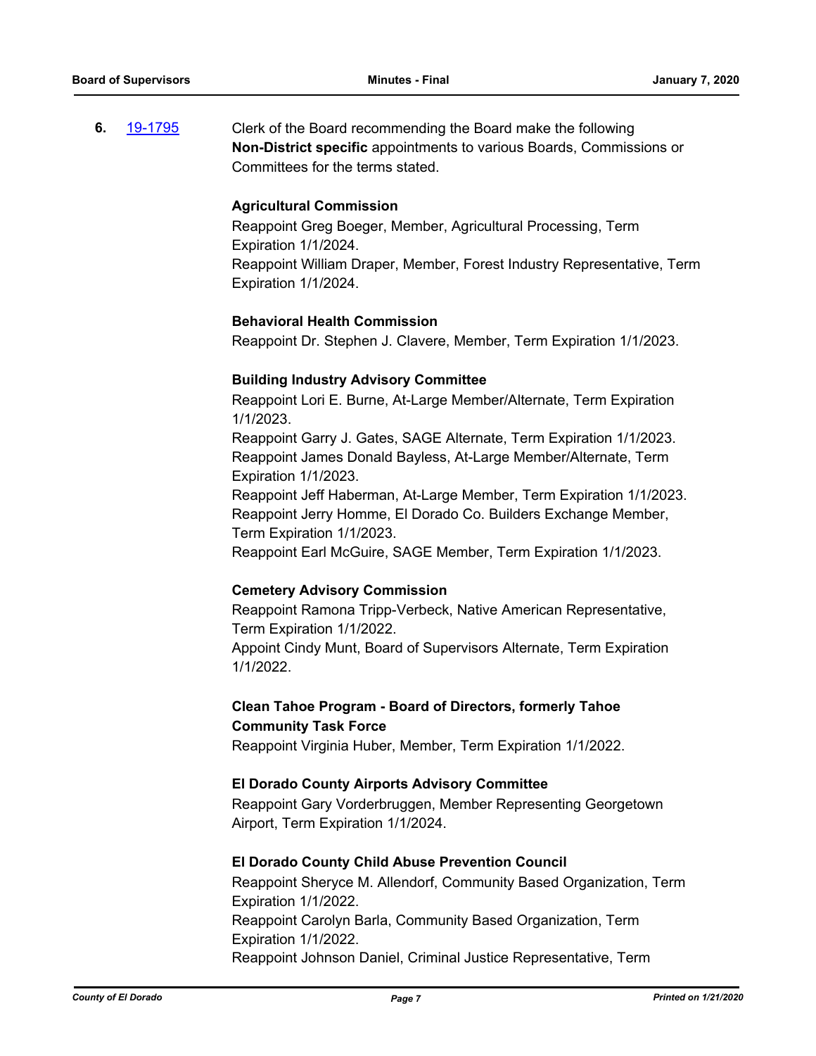**6.** [19-1795](19-1795) Clerk of the Board recommending the Board make the following **Non-District specific** appointments to various Boards, Commissions or Committees for the terms stated.

**Agricultural Commission**

Reappoint Greg Boeger, Member, Agricultural Processing, Term Expiration 1/1/2024.

Reappoint William Draper, Member, Forest Industry Representative, Term Expiration 1/1/2024.

**Behavioral Health Commission**

Reappoint Dr. Stephen J. Clavere, Member, Term Expiration 1/1/2023.

**Building Industry Advisory Committee**

Reappoint Lori E. Burne, At-Large Member/Alternate, Term Expiration 1/1/2023.

Reappoint Garry J. Gates, SAGE Alternate, Term Expiration 1/1/2023.

Reappoint James Donald Bayless, At-Large Member/Alternate, Term Expiration 1/1/2023.

Reappoint Jeff Haberman, At-Large Member, Term Expiration 1/1/2023.

Reappoint Jerry Homme, El Dorado Co. Builders Exchange Member, Term Expiration 1/1/2023.

Reappoint Earl McGuire, SAGE Member, Term Expiration 1/1/2023.

**Cemetery Advisory Commission**

Reappoint Ramona Tripp-Verbeck, Native American Representative, Term Expiration 1/1/2022.

Appoint Cindy Munt, Board of Supervisors Alternate, Term Expiration 1/1/2022.

**Clean Tahoe Program - Board of Directors, formerly Tahoe Community Task Force**

Reappoint Virginia Huber, Member, Term Expiration 1/1/2022.

**El Dorado County Airports Advisory Committee**

Reappoint Gary Vorderbruggen, Member Representing Georgetown Airport, Term Expiration 1/1/2024.

**El Dorado County Child Abuse Prevention Council**

Reappoint Sheryce M. Allendorf, Community Based Organization, Term Expiration 1/1/2022.

Reappoint Carolyn Barla, Community Based Organization, Term Expiration 1/1/2022.

Reappoint Johnson Daniel, Criminal Justice Representative, Term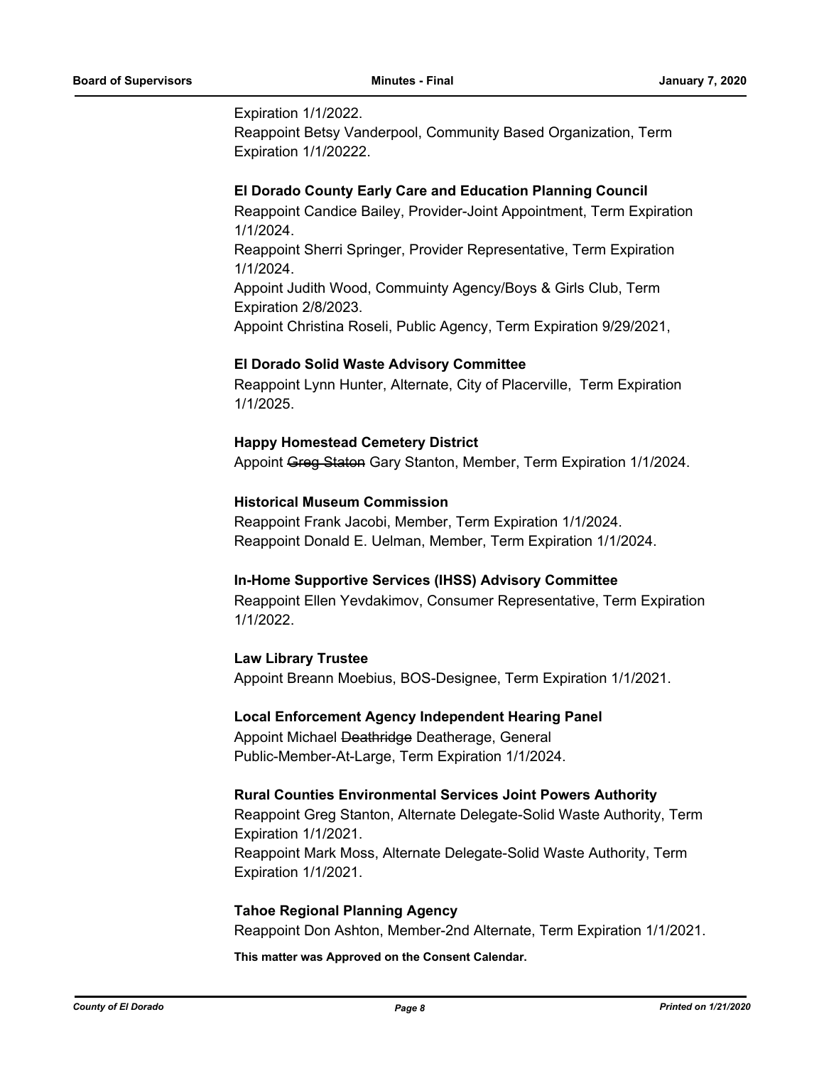Expiration 1/1/2022.
Reappoint Betsy Vanderpool, Community Based Organization, Term Expiration 1/1/20222.

**El Dorado County Early Care and Education Planning Council**
Reappoint Candice Bailey, Provider-Joint Appointment, Term Expiration 1/1/2024.
Reappoint Sherri Springer, Provider Representative, Term Expiration 1/1/2024.
Appoint Judith Wood, Commuinty Agency/Boys & Girls Club, Term Expiration 2/8/2023.
Appoint Christina Roseli, Public Agency, Term Expiration 9/29/2021,

**El Dorado Solid Waste Advisory Committee**
Reappoint Lynn Hunter, Alternate, City of Placerville, Term Expiration 1/1/2025.

**Happy Homestead Cemetery District**
Appoint ~~Greg Staton~~ Gary Stanton, Member, Term Expiration 1/1/2024.

**Historical Museum Commission**
Reappoint Frank Jacobi, Member, Term Expiration 1/1/2024.
Reappoint Donald E. Uelman, Member, Term Expiration 1/1/2024.

**In-Home Supportive Services (IHSS) Advisory Committee**
Reappoint Ellen Yevdakimov, Consumer Representative, Term Expiration 1/1/2022.

**Law Library Trustee**
Appoint Breann Moebius, BOS-Designee, Term Expiration 1/1/2021.

**Local Enforcement Agency Independent Hearing Panel**
Appoint Michael ~~Deathridge~~ Deatherage, General Public-Member-At-Large, Term Expiration 1/1/2024.

**Rural Counties Environmental Services Joint Powers Authority**
Reappoint Greg Stanton, Alternate Delegate-Solid Waste Authority, Term Expiration 1/1/2021.
Reappoint Mark Moss, Alternate Delegate-Solid Waste Authority, Term Expiration 1/1/2021.

**Tahoe Regional Planning Agency**
Reappoint Don Ashton, Member-2nd Alternate, Term Expiration 1/1/2021.

**This matter was Approved on the Consent Calendar.**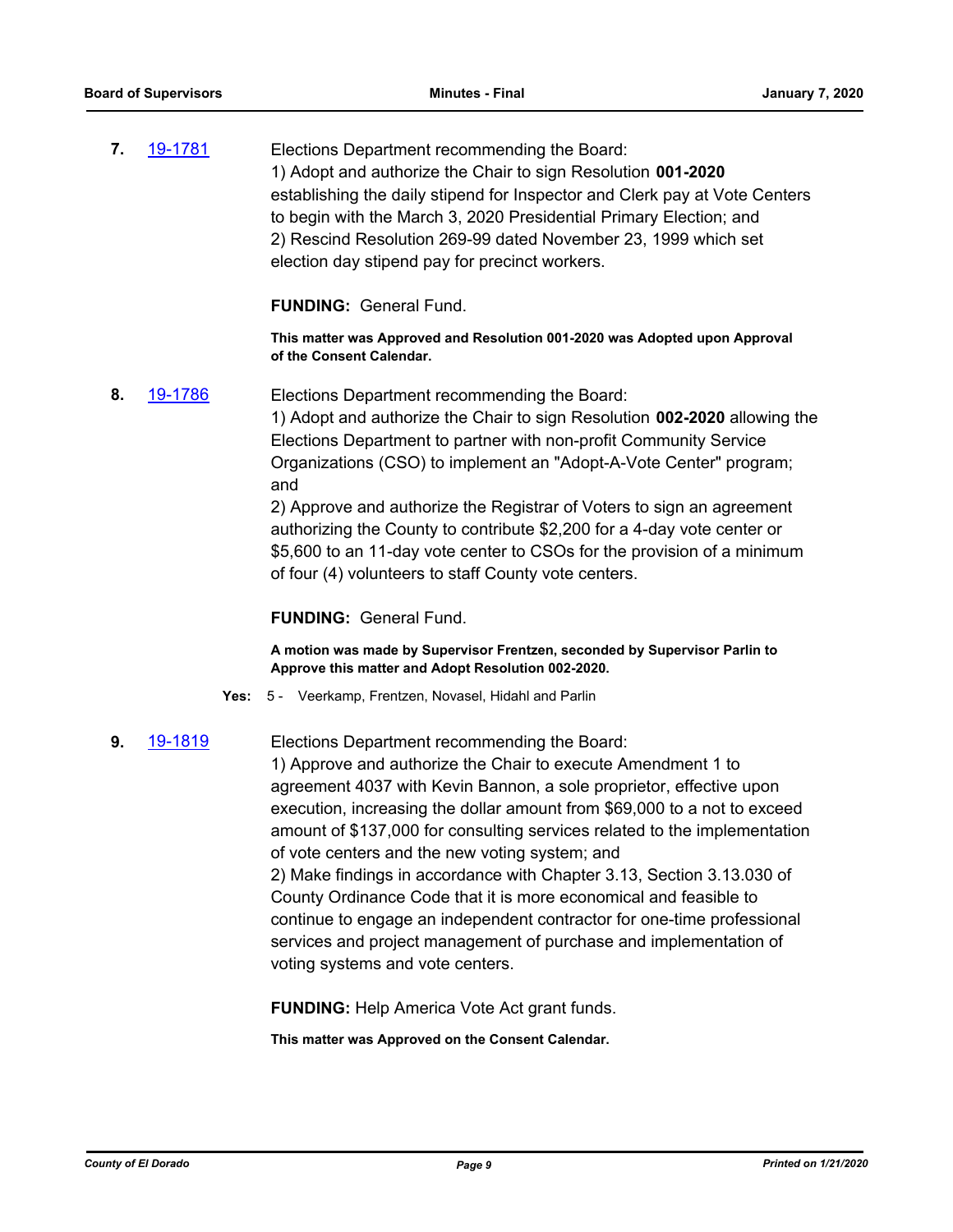**7.** 19-1781

Elections Department recommending the Board:
1) Adopt and authorize the Chair to sign Resolution **001-2020** establishing the daily stipend for Inspector and Clerk pay at Vote Centers to begin with the March 3, 2020 Presidential Primary Election; and
2) Rescind Resolution 269-99 dated November 23, 1999 which set election day stipend pay for precinct workers.

**FUNDING:** General Fund.

**This matter was Approved and Resolution 001-2020 was Adopted upon Approval of the Consent Calendar.**

**8.** 19-1786

Elections Department recommending the Board:
1) Adopt and authorize the Chair to sign Resolution **002-2020** allowing the Elections Department to partner with non-profit Community Service Organizations (CSO) to implement an "Adopt-A-Vote Center" program; and
2) Approve and authorize the Registrar of Voters to sign an agreement authorizing the County to contribute $2,200 for a 4-day vote center or $5,600 to an 11-day vote center to CSOs for the provision of a minimum of four (4) volunteers to staff County vote centers.

**FUNDING:** General Fund.

**A motion was made by Supervisor Frentzen, seconded by Supervisor Parlin to Approve this matter and Adopt Resolution 002-2020.**

**Yes:** 5 - Veerkamp, Frentzen, Novasel, Hidahl and Parlin

**9.** 19-1819

Elections Department recommending the Board:
1) Approve and authorize the Chair to execute Amendment 1 to agreement 4037 with Kevin Bannon, a sole proprietor, effective upon execution, increasing the dollar amount from $69,000 to a not to exceed amount of $137,000 for consulting services related to the implementation of vote centers and the new voting system; and
2) Make findings in accordance with Chapter 3.13, Section 3.13.030 of County Ordinance Code that it is more economical and feasible to continue to engage an independent contractor for one-time professional services and project management of purchase and implementation of voting systems and vote centers.

**FUNDING:** Help America Vote Act grant funds.

**This matter was Approved on the Consent Calendar.**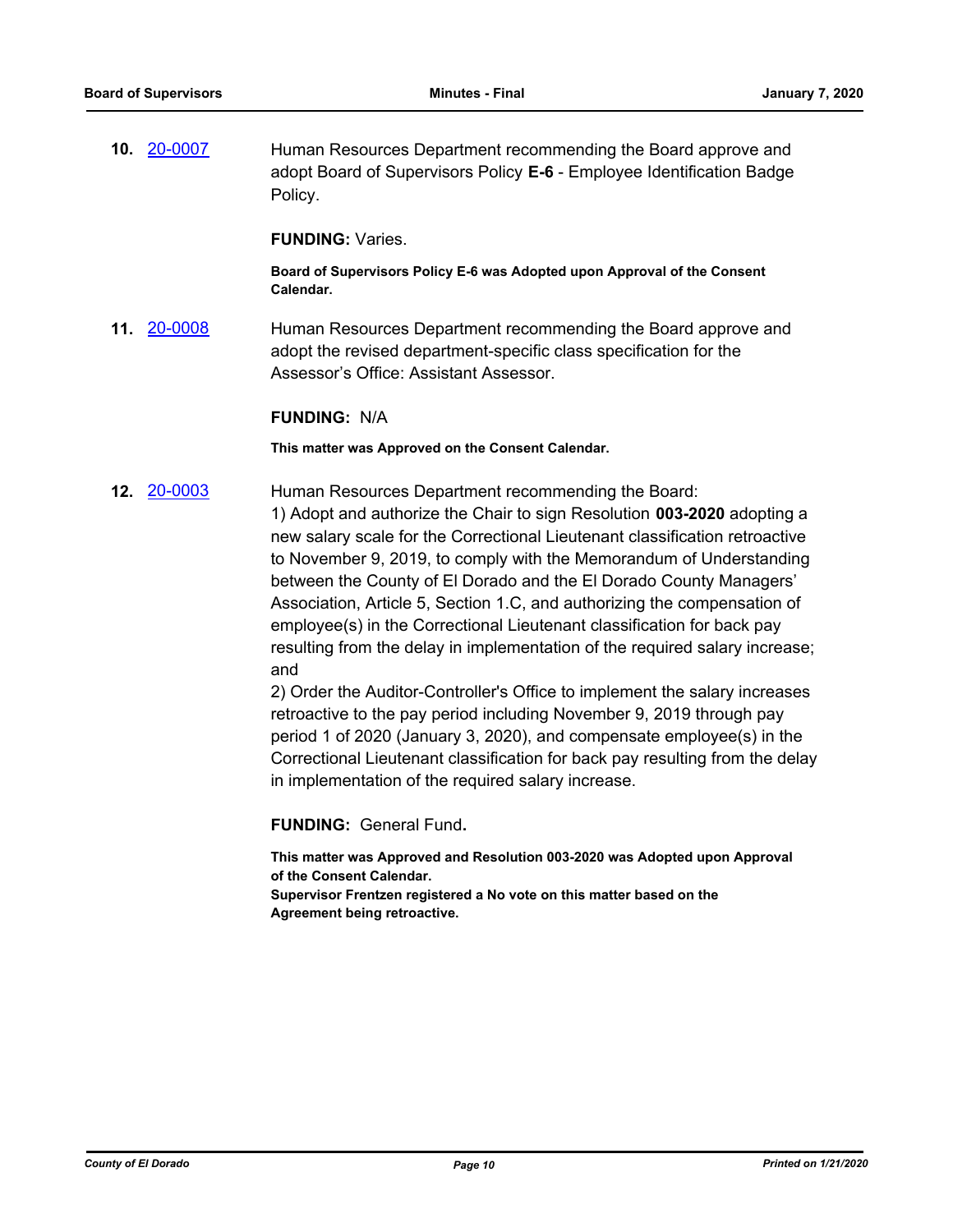**10.** [20-0007](20-0007)

Human Resources Department recommending the Board approve and adopt Board of Supervisors Policy **E-6** - Employee Identification Badge Policy.

**FUNDING:** Varies.

**Board of Supervisors Policy E-6 was Adopted upon Approval of the Consent Calendar.**

**11.** [20-0008](20-0008)

Human Resources Department recommending the Board approve and adopt the revised department-specific class specification for the Assessor's Office: Assistant Assessor.

**FUNDING:** N/A

**This matter was Approved on the Consent Calendar.**

**12.** [20-0003](20-0003)

Human Resources Department recommending the Board:

1) Adopt and authorize the Chair to sign Resolution **003-2020** adopting a new salary scale for the Correctional Lieutenant classification retroactive to November 9, 2019, to comply with the Memorandum of Understanding between the County of El Dorado and the El Dorado County Managers' Association, Article 5, Section 1.C, and authorizing the compensation of employee(s) in the Correctional Lieutenant classification for back pay resulting from the delay in implementation of the required salary increase; and

2) Order the Auditor-Controller's Office to implement the salary increases retroactive to the pay period including November 9, 2019 through pay period 1 of 2020 (January 3, 2020), and compensate employee(s) in the Correctional Lieutenant classification for back pay resulting from the delay in implementation of the required salary increase.

**FUNDING:** General Fund**.**

**This matter was Approved and Resolution 003-2020 was Adopted upon Approval of the Consent Calendar.**

**Supervisor Frentzen registered a No vote on this matter based on the Agreement being retroactive.**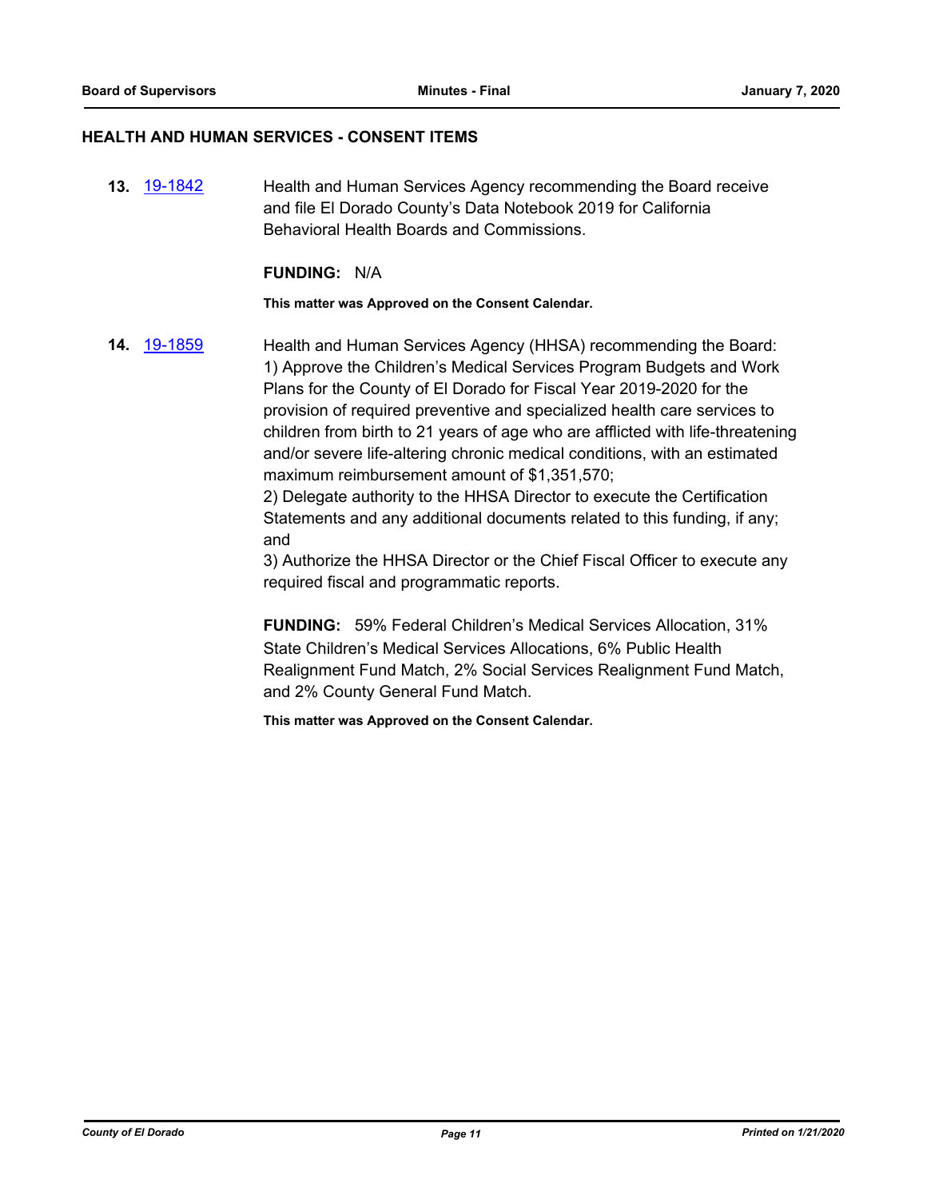## HEALTH AND HUMAN SERVICES - CONSENT ITEMS

**13.** 19-1842 Health and Human Services Agency recommending the Board receive and file El Dorado County's Data Notebook 2019 for California Behavioral Health Boards and Commissions.

**FUNDING:** N/A

**This matter was Approved on the Consent Calendar.**

**14.** 19-1859 Health and Human Services Agency (HHSA) recommending the Board:
1) Approve the Children's Medical Services Program Budgets and Work Plans for the County of El Dorado for Fiscal Year 2019-2020 for the provision of required preventive and specialized health care services to children from birth to 21 years of age who are afflicted with life-threatening and/or severe life-altering chronic medical conditions, with an estimated maximum reimbursement amount of $1,351,570;
2) Delegate authority to the HHSA Director to execute the Certification Statements and any additional documents related to this funding, if any; and
3) Authorize the HHSA Director or the Chief Fiscal Officer to execute any required fiscal and programmatic reports.

**FUNDING:** 59% Federal Children's Medical Services Allocation, 31% State Children's Medical Services Allocations, 6% Public Health Realignment Fund Match, 2% Social Services Realignment Fund Match, and 2% County General Fund Match.

**This matter was Approved on the Consent Calendar.**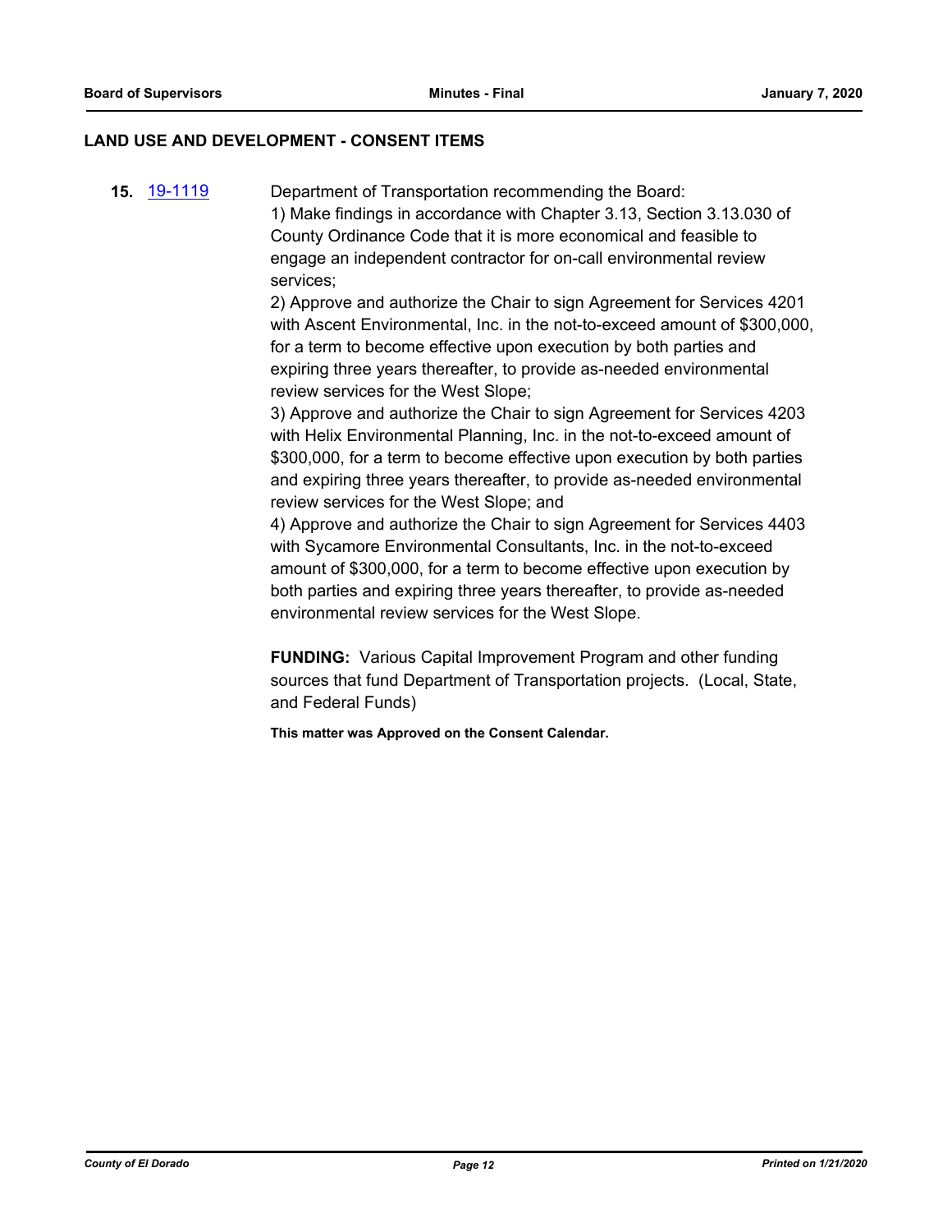## LAND USE AND DEVELOPMENT - CONSENT ITEMS

**15.** [19-1119](19-1119) Department of Transportation recommending the Board:

1) Make findings in accordance with Chapter 3.13, Section 3.13.030 of County Ordinance Code that it is more economical and feasible to engage an independent contractor for on-call environmental review services;

2) Approve and authorize the Chair to sign Agreement for Services 4201 with Ascent Environmental, Inc. in the not-to-exceed amount of $300,000, for a term to become effective upon execution by both parties and expiring three years thereafter, to provide as-needed environmental review services for the West Slope;

3) Approve and authorize the Chair to sign Agreement for Services 4203 with Helix Environmental Planning, Inc. in the not-to-exceed amount of $300,000, for a term to become effective upon execution by both parties and expiring three years thereafter, to provide as-needed environmental review services for the West Slope; and

4) Approve and authorize the Chair to sign Agreement for Services 4403 with Sycamore Environmental Consultants, Inc. in the not-to-exceed amount of $300,000, for a term to become effective upon execution by both parties and expiring three years thereafter, to provide as-needed environmental review services for the West Slope.

**FUNDING:** Various Capital Improvement Program and other funding sources that fund Department of Transportation projects. (Local, State, and Federal Funds)

**This matter was Approved on the Consent Calendar.**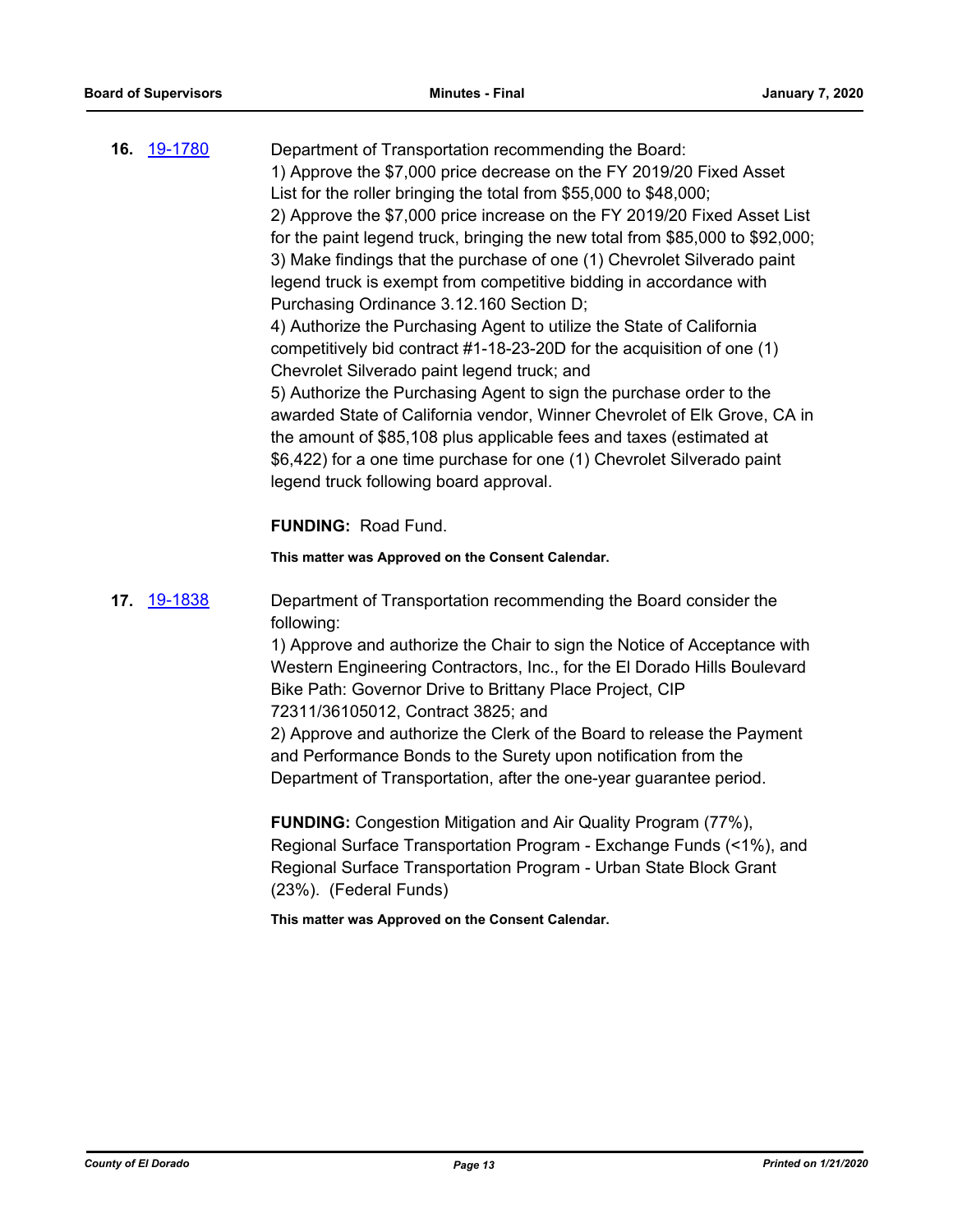**16.** [19-1780](19-1780)

Department of Transportation recommending the Board:
1) Approve the $7,000 price decrease on the FY 2019/20 Fixed Asset List for the roller bringing the total from $55,000 to $48,000;
2) Approve the $7,000 price increase on the FY 2019/20 Fixed Asset List for the paint legend truck, bringing the new total from $85,000 to $92,000;
3) Make findings that the purchase of one (1) Chevrolet Silverado paint legend truck is exempt from competitive bidding in accordance with Purchasing Ordinance 3.12.160 Section D;
4) Authorize the Purchasing Agent to utilize the State of California competitively bid contract #1-18-23-20D for the acquisition of one (1) Chevrolet Silverado paint legend truck; and
5) Authorize the Purchasing Agent to sign the purchase order to the awarded State of California vendor, Winner Chevrolet of Elk Grove, CA in the amount of $85,108 plus applicable fees and taxes (estimated at $6,422) for a one time purchase for one (1) Chevrolet Silverado paint legend truck following board approval.

**FUNDING:** Road Fund.

**This matter was Approved on the Consent Calendar.**

**17.** [19-1838](19-1838)

Department of Transportation recommending the Board consider the following:
1) Approve and authorize the Chair to sign the Notice of Acceptance with Western Engineering Contractors, Inc., for the El Dorado Hills Boulevard Bike Path: Governor Drive to Brittany Place Project, CIP 72311/36105012, Contract 3825; and
2) Approve and authorize the Clerk of the Board to release the Payment and Performance Bonds to the Surety upon notification from the Department of Transportation, after the one-year guarantee period.

**FUNDING:** Congestion Mitigation and Air Quality Program (77%), Regional Surface Transportation Program - Exchange Funds (<1%), and Regional Surface Transportation Program - Urban State Block Grant (23%). (Federal Funds)

**This matter was Approved on the Consent Calendar.**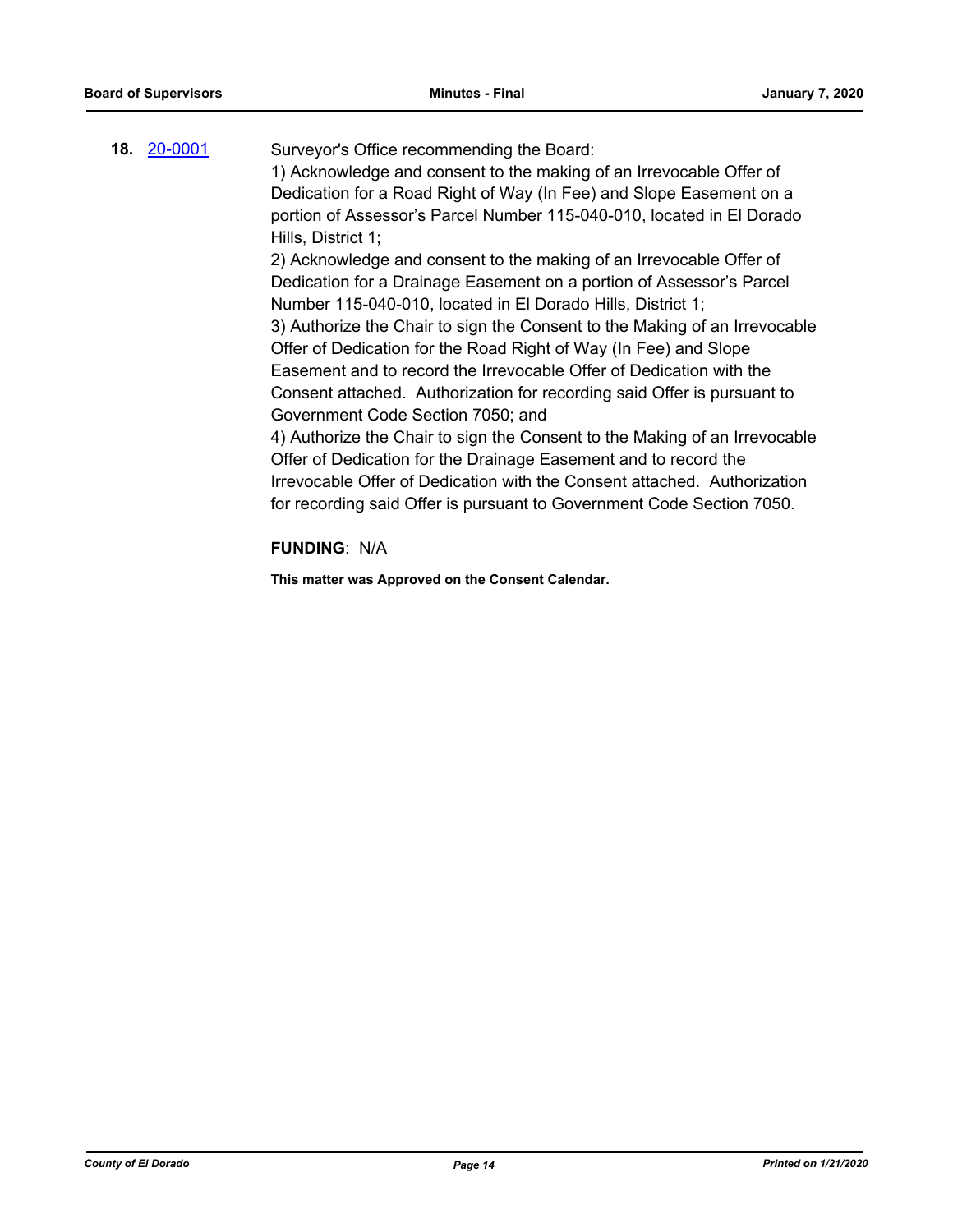**18.** [20-0001](20-0001) Surveyor's Office recommending the Board:

1) Acknowledge and consent to the making of an Irrevocable Offer of Dedication for a Road Right of Way (In Fee) and Slope Easement on a portion of Assessor's Parcel Number 115-040-010, located in El Dorado Hills, District 1;

2) Acknowledge and consent to the making of an Irrevocable Offer of Dedication for a Drainage Easement on a portion of Assessor's Parcel Number 115-040-010, located in El Dorado Hills, District 1;

3) Authorize the Chair to sign the Consent to the Making of an Irrevocable Offer of Dedication for the Road Right of Way (In Fee) and Slope Easement and to record the Irrevocable Offer of Dedication with the Consent attached. Authorization for recording said Offer is pursuant to Government Code Section 7050; and

4) Authorize the Chair to sign the Consent to the Making of an Irrevocable Offer of Dedication for the Drainage Easement and to record the Irrevocable Offer of Dedication with the Consent attached. Authorization for recording said Offer is pursuant to Government Code Section 7050.

**FUNDING**: N/A

**This matter was Approved on the Consent Calendar.**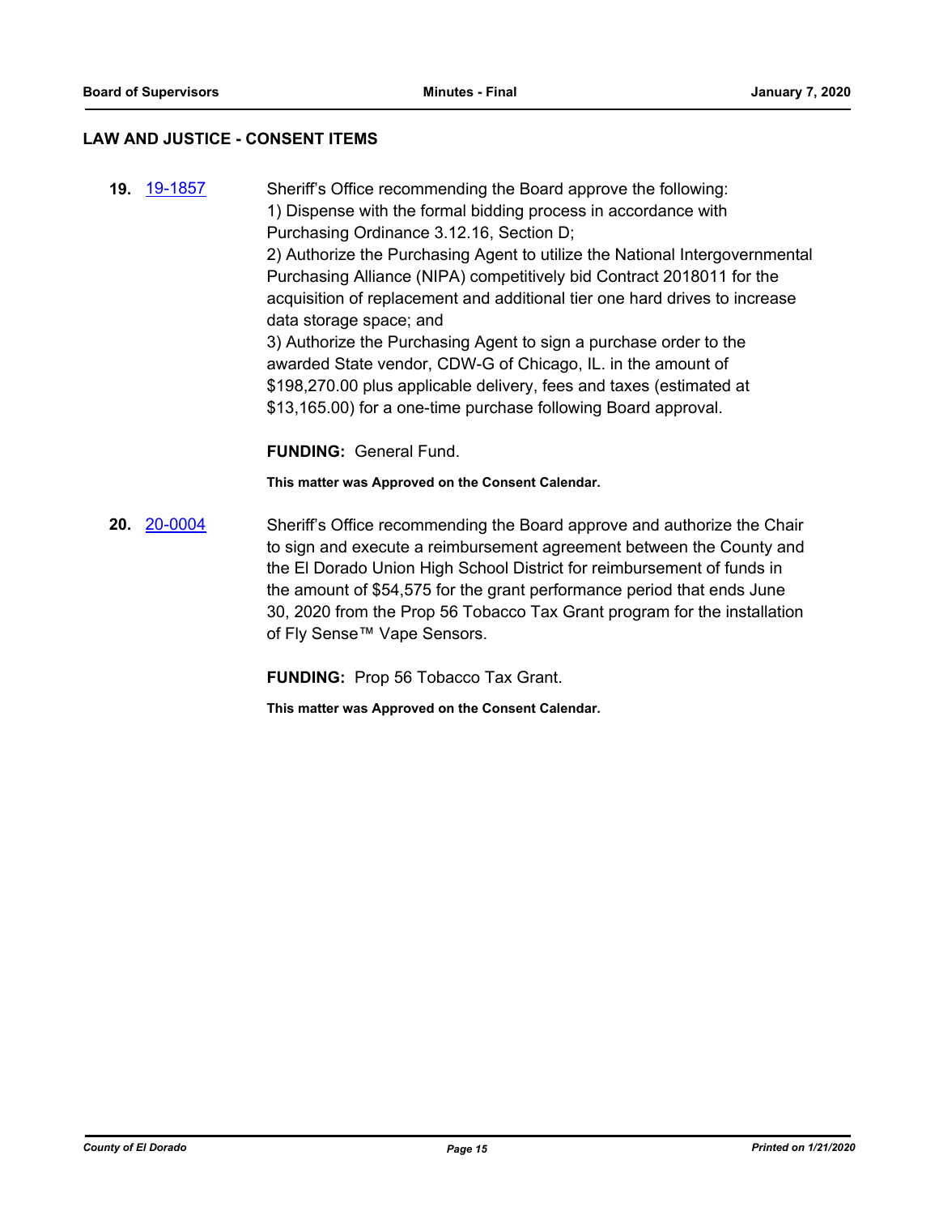## LAW AND JUSTICE - CONSENT ITEMS

**19.** 19-1857 Sheriff's Office recommending the Board approve the following:
1) Dispense with the formal bidding process in accordance with Purchasing Ordinance 3.12.16, Section D;
2) Authorize the Purchasing Agent to utilize the National Intergovernmental Purchasing Alliance (NIPA) competitively bid Contract 2018011 for the acquisition of replacement and additional tier one hard drives to increase data storage space; and
3) Authorize the Purchasing Agent to sign a purchase order to the awarded State vendor, CDW-G of Chicago, IL. in the amount of $198,270.00 plus applicable delivery, fees and taxes (estimated at $13,165.00) for a one-time purchase following Board approval.

**FUNDING:** General Fund.

**This matter was Approved on the Consent Calendar.**

**20.** 20-0004 Sheriff's Office recommending the Board approve and authorize the Chair to sign and execute a reimbursement agreement between the County and the El Dorado Union High School District for reimbursement of funds in the amount of $54,575 for the grant performance period that ends June 30, 2020 from the Prop 56 Tobacco Tax Grant program for the installation of Fly Sense™ Vape Sensors.

**FUNDING:** Prop 56 Tobacco Tax Grant.

**This matter was Approved on the Consent Calendar.**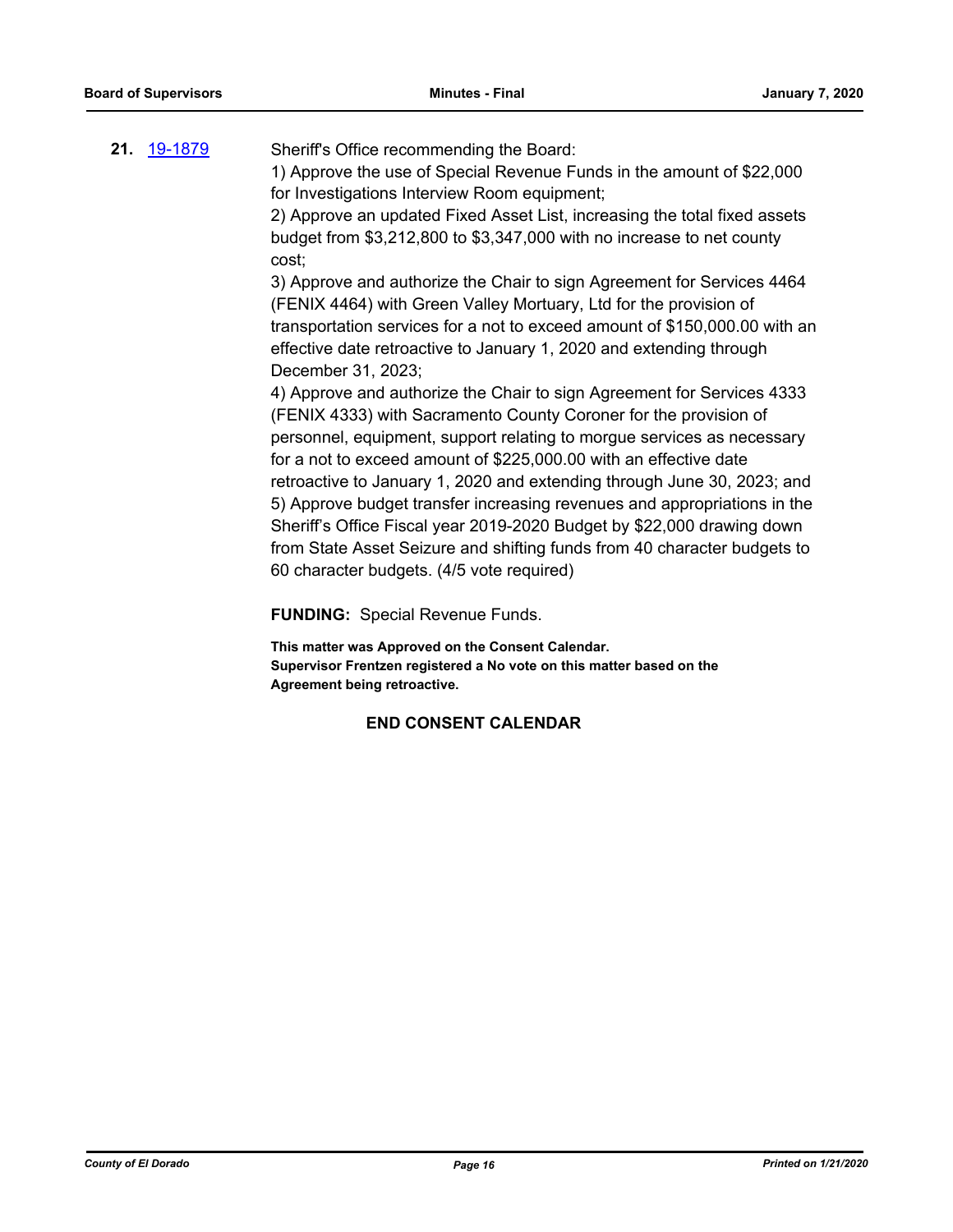**21.** [19-1879](19-1879)

Sheriff's Office recommending the Board:

1) Approve the use of Special Revenue Funds in the amount of $22,000 for Investigations Interview Room equipment;

2) Approve an updated Fixed Asset List, increasing the total fixed assets budget from $3,212,800 to $3,347,000 with no increase to net county cost;

3) Approve and authorize the Chair to sign Agreement for Services 4464 (FENIX 4464) with Green Valley Mortuary, Ltd for the provision of transportation services for a not to exceed amount of $150,000.00 with an effective date retroactive to January 1, 2020 and extending through December 31, 2023;

4) Approve and authorize the Chair to sign Agreement for Services 4333 (FENIX 4333) with Sacramento County Coroner for the provision of personnel, equipment, support relating to morgue services as necessary for a not to exceed amount of $225,000.00 with an effective date retroactive to January 1, 2020 and extending through June 30, 2023; and

5) Approve budget transfer increasing revenues and appropriations in the Sheriff's Office Fiscal year 2019-2020 Budget by $22,000 drawing down from State Asset Seizure and shifting funds from 40 character budgets to 60 character budgets. (4/5 vote required)

**FUNDING:** Special Revenue Funds.

**This matter was Approved on the Consent Calendar.**
**Supervisor Frentzen registered a No vote on this matter based on the Agreement being retroactive.**

**END CONSENT CALENDAR**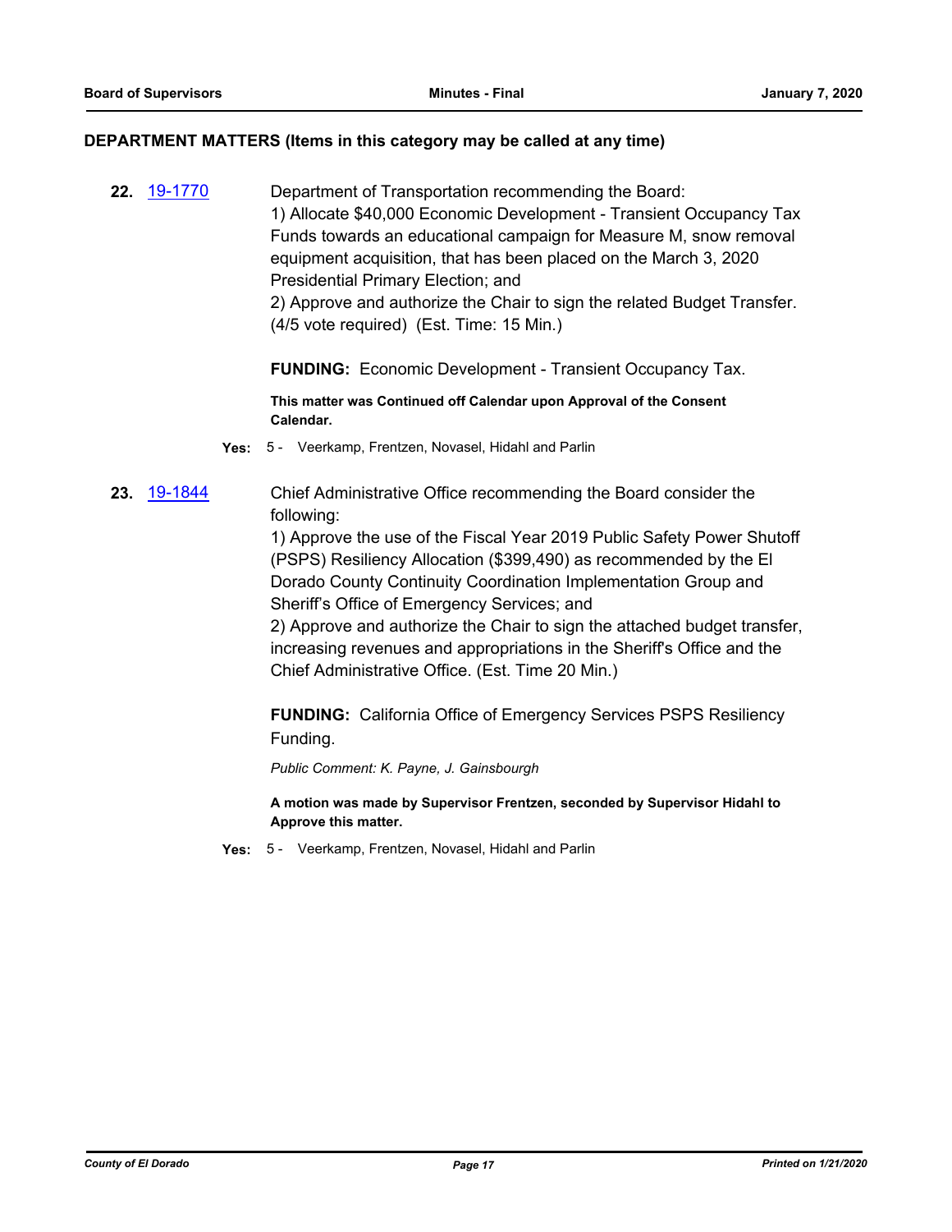## DEPARTMENT MATTERS (Items in this category may be called at any time)

**22.** 19-1770

Department of Transportation recommending the Board:
1) Allocate $40,000 Economic Development - Transient Occupancy Tax Funds towards an educational campaign for Measure M, snow removal equipment acquisition, that has been placed on the March 3, 2020 Presidential Primary Election; and
2) Approve and authorize the Chair to sign the related Budget Transfer. (4/5 vote required) (Est. Time: 15 Min.)

**FUNDING:** Economic Development - Transient Occupancy Tax.

**This matter was Continued off Calendar upon Approval of the Consent Calendar.**

**Yes:** 5 - Veerkamp, Frentzen, Novasel, Hidahl and Parlin

**23.** 19-1844

Chief Administrative Office recommending the Board consider the following:
1) Approve the use of the Fiscal Year 2019 Public Safety Power Shutoff (PSPS) Resiliency Allocation ($399,490) as recommended by the El Dorado County Continuity Coordination Implementation Group and Sheriff's Office of Emergency Services; and
2) Approve and authorize the Chair to sign the attached budget transfer, increasing revenues and appropriations in the Sheriff's Office and the Chief Administrative Office. (Est. Time 20 Min.)

**FUNDING:** California Office of Emergency Services PSPS Resiliency Funding.

*Public Comment: K. Payne, J. Gainsbourgh*

**A motion was made by Supervisor Frentzen, seconded by Supervisor Hidahl to Approve this matter.**

**Yes:** 5 - Veerkamp, Frentzen, Novasel, Hidahl and Parlin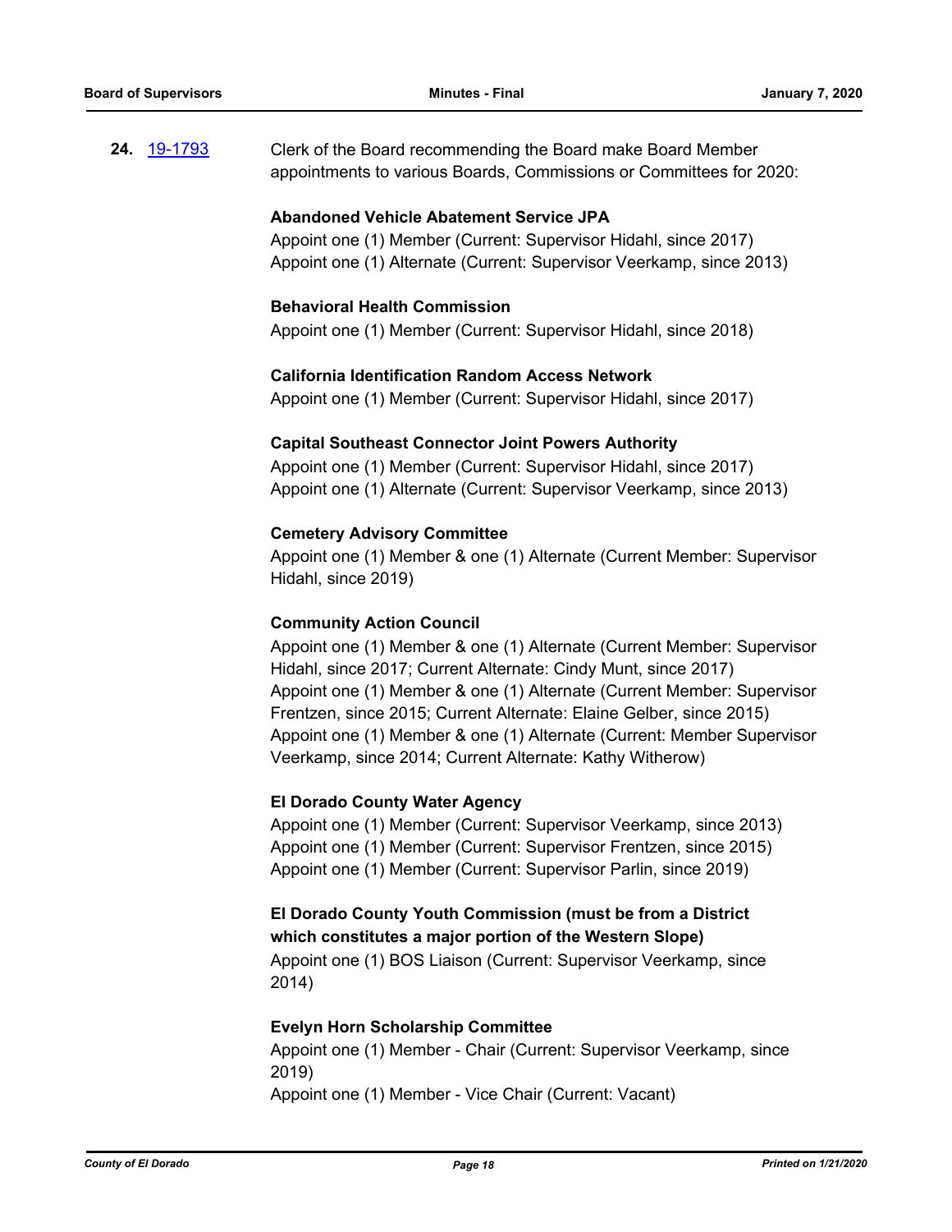**24.** 19-1793 Clerk of the Board recommending the Board make Board Member appointments to various Boards, Commissions or Committees for 2020:

**Abandoned Vehicle Abatement Service JPA**
Appoint one (1) Member (Current: Supervisor Hidahl, since 2017)
Appoint one (1) Alternate (Current: Supervisor Veerkamp, since 2013)

**Behavioral Health Commission**
Appoint one (1) Member (Current: Supervisor Hidahl, since 2018)

**California Identification Random Access Network**
Appoint one (1) Member (Current: Supervisor Hidahl, since 2017)

**Capital Southeast Connector Joint Powers Authority**
Appoint one (1) Member (Current: Supervisor Hidahl, since 2017)
Appoint one (1) Alternate (Current: Supervisor Veerkamp, since 2013)

**Cemetery Advisory Committee**
Appoint one (1) Member & one (1) Alternate (Current Member: Supervisor Hidahl, since 2019)

**Community Action Council**
Appoint one (1) Member & one (1) Alternate (Current Member: Supervisor Hidahl, since 2017; Current Alternate: Cindy Munt, since 2017)
Appoint one (1) Member & one (1) Alternate (Current Member: Supervisor Frentzen, since 2015; Current Alternate: Elaine Gelber, since 2015)
Appoint one (1) Member & one (1) Alternate (Current: Member Supervisor Veerkamp, since 2014; Current Alternate: Kathy Witherow)

**El Dorado County Water Agency**
Appoint one (1) Member (Current: Supervisor Veerkamp, since 2013)
Appoint one (1) Member (Current: Supervisor Frentzen, since 2015)
Appoint one (1) Member (Current: Supervisor Parlin, since 2019)

**El Dorado County Youth Commission (must be from a District which constitutes a major portion of the Western Slope)**
Appoint one (1) BOS Liaison (Current: Supervisor Veerkamp, since 2014)

**Evelyn Horn Scholarship Committee**
Appoint one (1) Member - Chair (Current: Supervisor Veerkamp, since 2019)
Appoint one (1) Member - Vice Chair (Current: Vacant)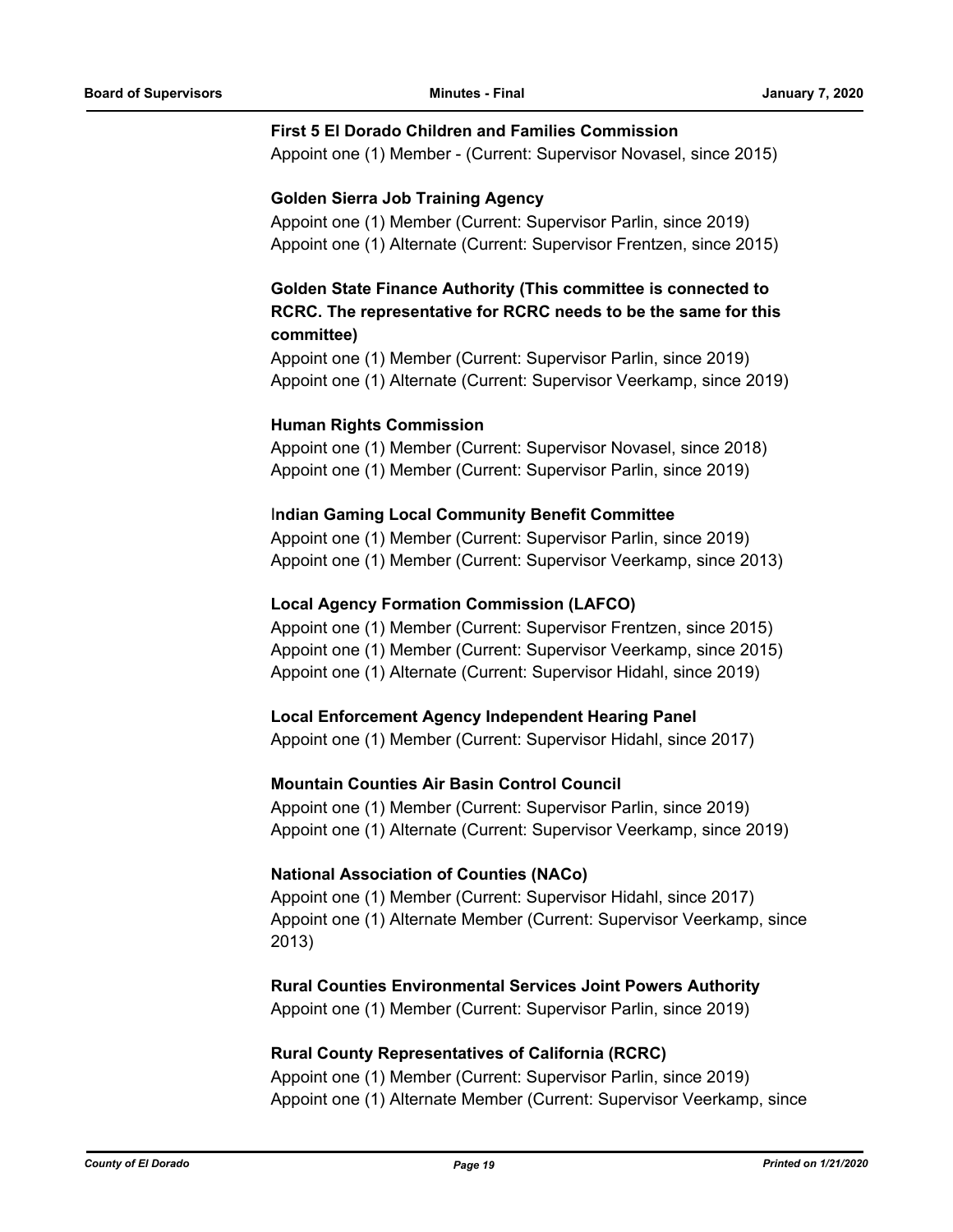**First 5 El Dorado Children and Families Commission**
Appoint one (1) Member - (Current: Supervisor Novasel, since 2015)

**Golden Sierra Job Training Agency**
Appoint one (1) Member (Current: Supervisor Parlin, since 2019)
Appoint one (1) Alternate (Current: Supervisor Frentzen, since 2015)

**Golden State Finance Authority (This committee is connected to RCRC. The representative for RCRC needs to be the same for this committee)**
Appoint one (1) Member (Current: Supervisor Parlin, since 2019)
Appoint one (1) Alternate (Current: Supervisor Veerkamp, since 2019)

**Human Rights Commission**
Appoint one (1) Member (Current: Supervisor Novasel, since 2018)
Appoint one (1) Member (Current: Supervisor Parlin, since 2019)

**Indian Gaming Local Community Benefit Committee**
Appoint one (1) Member (Current: Supervisor Parlin, since 2019)
Appoint one (1) Member (Current: Supervisor Veerkamp, since 2013)

**Local Agency Formation Commission (LAFCO)**
Appoint one (1) Member (Current: Supervisor Frentzen, since 2015)
Appoint one (1) Member (Current: Supervisor Veerkamp, since 2015)
Appoint one (1) Alternate (Current: Supervisor Hidahl, since 2019)

**Local Enforcement Agency Independent Hearing Panel**
Appoint one (1) Member (Current: Supervisor Hidahl, since 2017)

**Mountain Counties Air Basin Control Council**
Appoint one (1) Member (Current: Supervisor Parlin, since 2019)
Appoint one (1) Alternate (Current: Supervisor Veerkamp, since 2019)

**National Association of Counties (NACo)**
Appoint one (1) Member (Current: Supervisor Hidahl, since 2017)
Appoint one (1) Alternate Member (Current: Supervisor Veerkamp, since 2013)

**Rural Counties Environmental Services Joint Powers Authority**
Appoint one (1) Member (Current: Supervisor Parlin, since 2019)

**Rural County Representatives of California (RCRC)**
Appoint one (1) Member (Current: Supervisor Parlin, since 2019)
Appoint one (1) Alternate Member (Current: Supervisor Veerkamp, since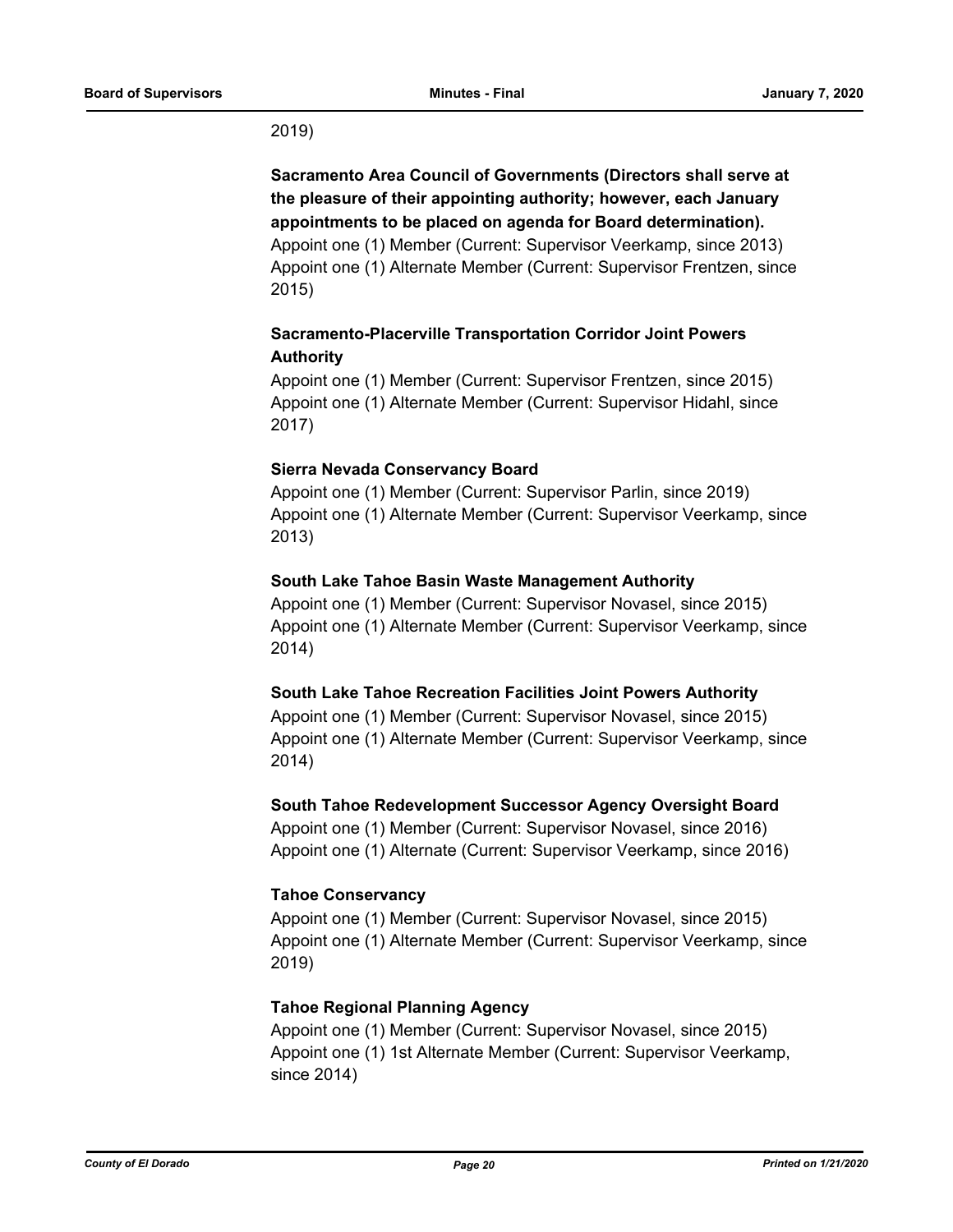2019)

**Sacramento Area Council of Governments (Directors shall serve at the pleasure of their appointing authority; however, each January appointments to be placed on agenda for Board determination).**

Appoint one (1) Member (Current: Supervisor Veerkamp, since 2013)
Appoint one (1) Alternate Member (Current: Supervisor Frentzen, since 2015)

**Sacramento-Placerville Transportation Corridor Joint Powers Authority**

Appoint one (1) Member (Current: Supervisor Frentzen, since 2015)
Appoint one (1) Alternate Member (Current: Supervisor Hidahl, since 2017)

**Sierra Nevada Conservancy Board**

Appoint one (1) Member (Current: Supervisor Parlin, since 2019)
Appoint one (1) Alternate Member (Current: Supervisor Veerkamp, since 2013)

**South Lake Tahoe Basin Waste Management Authority**

Appoint one (1) Member (Current: Supervisor Novasel, since 2015)
Appoint one (1) Alternate Member (Current: Supervisor Veerkamp, since 2014)

**South Lake Tahoe Recreation Facilities Joint Powers Authority**

Appoint one (1) Member (Current: Supervisor Novasel, since 2015)
Appoint one (1) Alternate Member (Current: Supervisor Veerkamp, since 2014)

**South Tahoe Redevelopment Successor Agency Oversight Board**

Appoint one (1) Member (Current: Supervisor Novasel, since 2016)
Appoint one (1) Alternate (Current: Supervisor Veerkamp, since 2016)

**Tahoe Conservancy**

Appoint one (1) Member (Current: Supervisor Novasel, since 2015)
Appoint one (1) Alternate Member (Current: Supervisor Veerkamp, since 2019)

**Tahoe Regional Planning Agency**

Appoint one (1) Member (Current: Supervisor Novasel, since 2015)
Appoint one (1) 1st Alternate Member (Current: Supervisor Veerkamp, since 2014)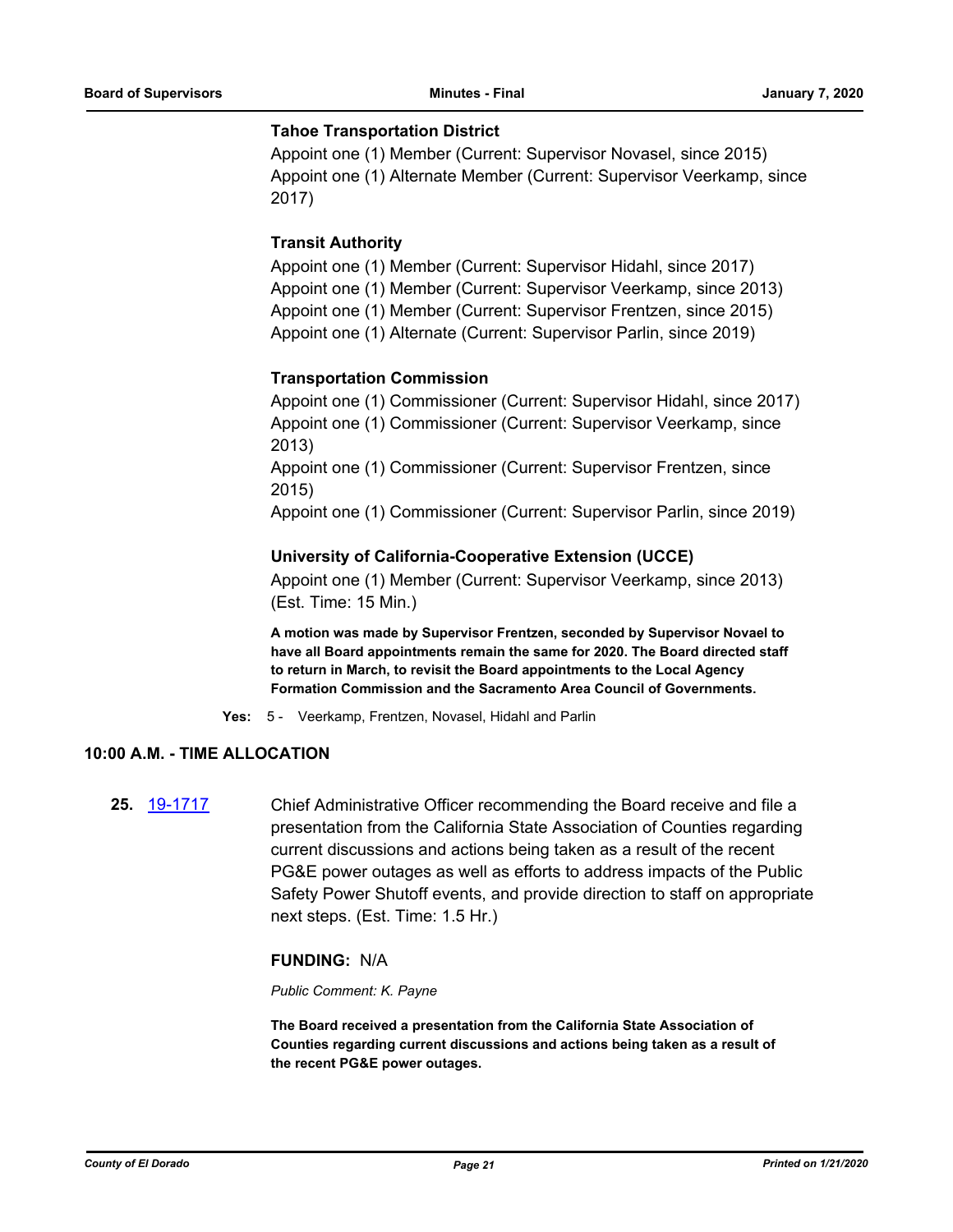**Tahoe Transportation District**

Appoint one (1) Member (Current: Supervisor Novasel, since 2015)
Appoint one (1) Alternate Member (Current: Supervisor Veerkamp, since 2017)

**Transit Authority**

Appoint one (1) Member (Current: Supervisor Hidahl, since 2017)
Appoint one (1) Member (Current: Supervisor Veerkamp, since 2013)
Appoint one (1) Member (Current: Supervisor Frentzen, since 2015)
Appoint one (1) Alternate (Current: Supervisor Parlin, since 2019)

**Transportation Commission**

Appoint one (1) Commissioner (Current: Supervisor Hidahl, since 2017)
Appoint one (1) Commissioner (Current: Supervisor Veerkamp, since 2013)
Appoint one (1) Commissioner (Current: Supervisor Frentzen, since 2015)
Appoint one (1) Commissioner (Current: Supervisor Parlin, since 2019)

**University of California-Cooperative Extension (UCCE)**

Appoint one (1) Member (Current: Supervisor Veerkamp, since 2013)
(Est. Time: 15 Min.)

**A motion was made by Supervisor Frentzen, seconded by Supervisor Novael to have all Board appointments remain the same for 2020. The Board directed staff to return in March, to revisit the Board appointments to the Local Agency Formation Commission and the Sacramento Area Council of Governments.**

**Yes:** 5 - Veerkamp, Frentzen, Novasel, Hidahl and Parlin

## 10:00 A.M. - TIME ALLOCATION

**25.** [19-1717] Chief Administrative Officer recommending the Board receive and file a presentation from the California State Association of Counties regarding current discussions and actions being taken as a result of the recent PG&E power outages as well as efforts to address impacts of the Public Safety Power Shutoff events, and provide direction to staff on appropriate next steps. (Est. Time: 1.5 Hr.)

**FUNDING:** N/A

*Public Comment: K. Payne*

**The Board received a presentation from the California State Association of Counties regarding current discussions and actions being taken as a result of the recent PG&E power outages.**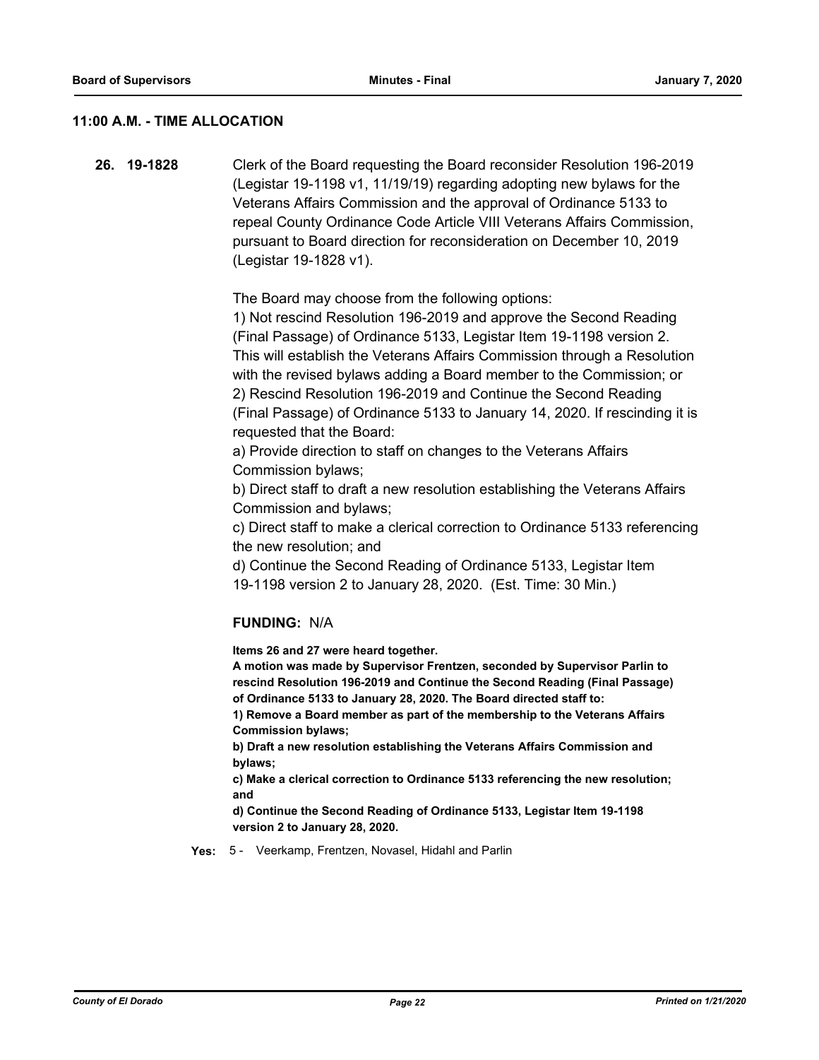## 11:00 A.M. - TIME ALLOCATION

**26. 19-1828** Clerk of the Board requesting the Board reconsider Resolution 196-2019 (Legistar 19-1198 v1, 11/19/19) regarding adopting new bylaws for the Veterans Affairs Commission and the approval of Ordinance 5133 to repeal County Ordinance Code Article VIII Veterans Affairs Commission, pursuant to Board direction for reconsideration on December 10, 2019 (Legistar 19-1828 v1).

The Board may choose from the following options:
1) Not rescind Resolution 196-2019 and approve the Second Reading (Final Passage) of Ordinance 5133, Legistar Item 19-1198 version 2. This will establish the Veterans Affairs Commission through a Resolution with the revised bylaws adding a Board member to the Commission; or
2) Rescind Resolution 196-2019 and Continue the Second Reading (Final Passage) of Ordinance 5133 to January 14, 2020. If rescinding it is requested that the Board:
a) Provide direction to staff on changes to the Veterans Affairs Commission bylaws;
b) Direct staff to draft a new resolution establishing the Veterans Affairs Commission and bylaws;
c) Direct staff to make a clerical correction to Ordinance 5133 referencing the new resolution; and
d) Continue the Second Reading of Ordinance 5133, Legistar Item 19-1198 version 2 to January 28, 2020. (Est. Time: 30 Min.)

**FUNDING:** N/A

**Items 26 and 27 were heard together.**
**A motion was made by Supervisor Frentzen, seconded by Supervisor Parlin to rescind Resolution 196-2019 and Continue the Second Reading (Final Passage) of Ordinance 5133 to January 28, 2020. The Board directed staff to:**
**1) Remove a Board member as part of the membership to the Veterans Affairs Commission bylaws;**
**b) Draft a new resolution establishing the Veterans Affairs Commission and bylaws;**
**c) Make a clerical correction to Ordinance 5133 referencing the new resolution; and**
**d) Continue the Second Reading of Ordinance 5133, Legistar Item 19-1198 version 2 to January 28, 2020.**

**Yes:** 5 - Veerkamp, Frentzen, Novasel, Hidahl and Parlin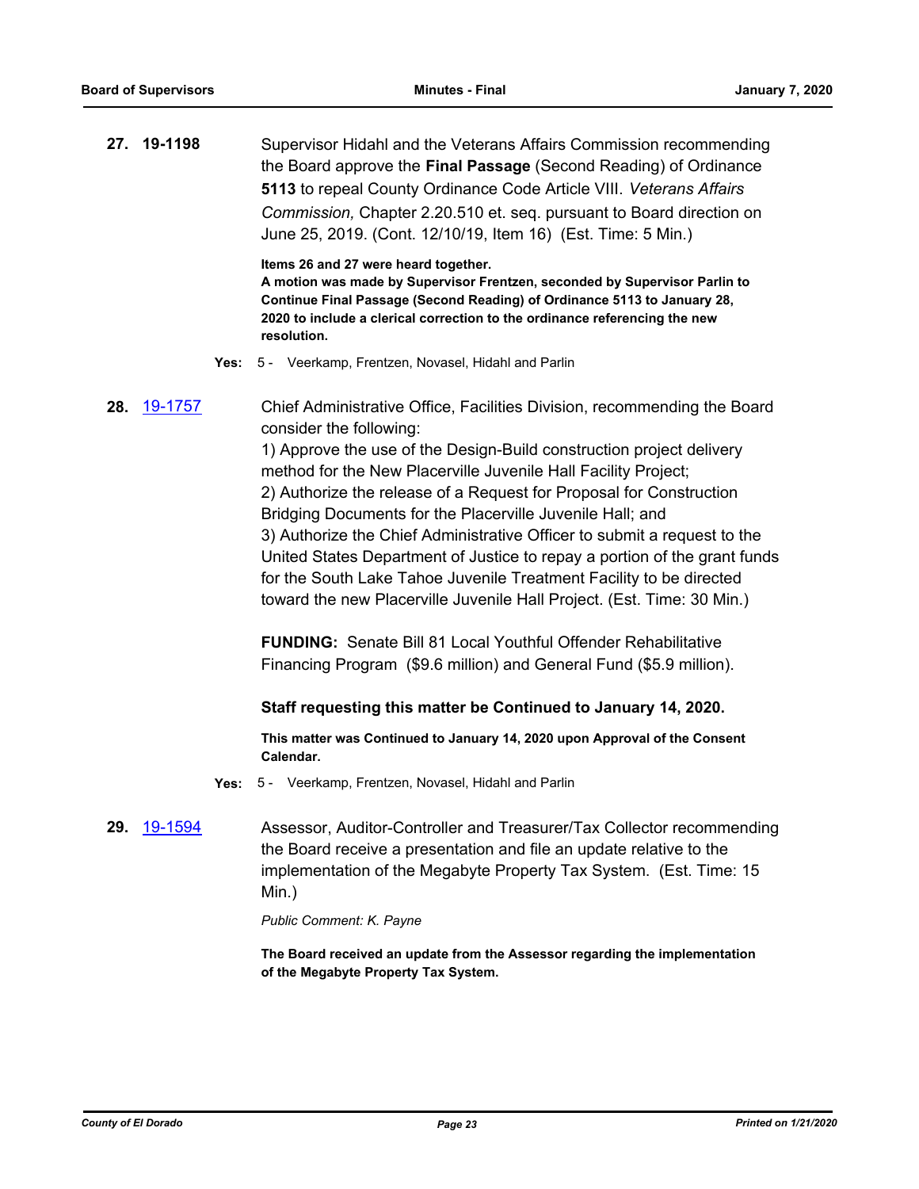**27. 19-1198**

Supervisor Hidahl and the Veterans Affairs Commission recommending the Board approve the **Final Passage** (Second Reading) of Ordinance **5113** to repeal County Ordinance Code Article VIII. *Veterans Affairs Commission,* Chapter 2.20.510 et. seq. pursuant to Board direction on June 25, 2019. (Cont. 12/10/19, Item 16) (Est. Time: 5 Min.)

**Items 26 and 27 were heard together.**
**A motion was made by Supervisor Frentzen, seconded by Supervisor Parlin to Continue Final Passage (Second Reading) of Ordinance 5113 to January 28, 2020 to include a clerical correction to the ordinance referencing the new resolution.**

**Yes:** 5 - Veerkamp, Frentzen, Novasel, Hidahl and Parlin

**28. 19-1757**

Chief Administrative Office, Facilities Division, recommending the Board consider the following:
1) Approve the use of the Design-Build construction project delivery method for the New Placerville Juvenile Hall Facility Project;
2) Authorize the release of a Request for Proposal for Construction Bridging Documents for the Placerville Juvenile Hall; and
3) Authorize the Chief Administrative Officer to submit a request to the United States Department of Justice to repay a portion of the grant funds for the South Lake Tahoe Juvenile Treatment Facility to be directed toward the new Placerville Juvenile Hall Project. (Est. Time: 30 Min.)

**FUNDING:** Senate Bill 81 Local Youthful Offender Rehabilitative Financing Program ($9.6 million) and General Fund ($5.9 million).

**Staff requesting this matter be Continued to January 14, 2020.**

**This matter was Continued to January 14, 2020 upon Approval of the Consent Calendar.**

**Yes:** 5 - Veerkamp, Frentzen, Novasel, Hidahl and Parlin

**29. 19-1594**

Assessor, Auditor-Controller and Treasurer/Tax Collector recommending the Board receive a presentation and file an update relative to the implementation of the Megabyte Property Tax System. (Est. Time: 15 Min.)

*Public Comment: K. Payne*

**The Board received an update from the Assessor regarding the implementation of the Megabyte Property Tax System.**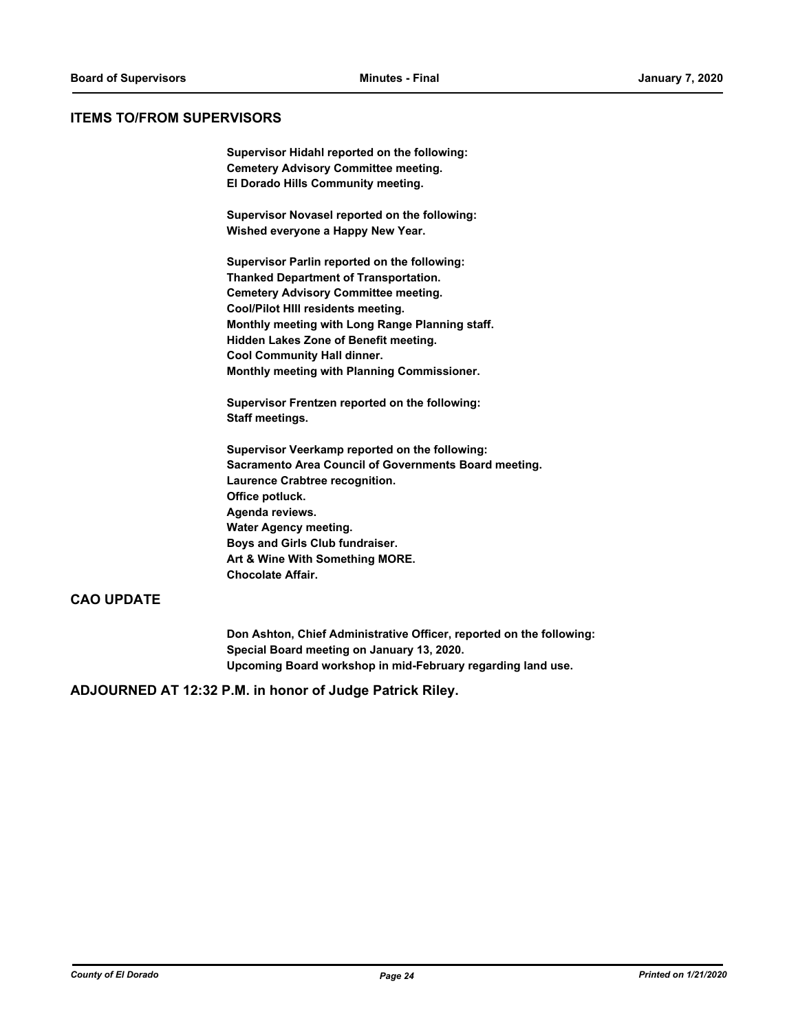## ITEMS TO/FROM SUPERVISORS

**Supervisor Hidahl reported on the following:**
**Cemetery Advisory Committee meeting.**
**El Dorado Hills Community meeting.**

**Supervisor Novasel reported on the following:**
**Wished everyone a Happy New Year.**

**Supervisor Parlin reported on the following:**
**Thanked Department of Transportation.**
**Cemetery Advisory Committee meeting.**
**Cool/Pilot HIll residents meeting.**
**Monthly meeting with Long Range Planning staff.**
**Hidden Lakes Zone of Benefit meeting.**
**Cool Community Hall dinner.**
**Monthly meeting with Planning Commissioner.**

**Supervisor Frentzen reported on the following:**
**Staff meetings.**

**Supervisor Veerkamp reported on the following:**
**Sacramento Area Council of Governments Board meeting.**
**Laurence Crabtree recognition.**
**Office potluck.**
**Agenda reviews.**
**Water Agency meeting.**
**Boys and Girls Club fundraiser.**
**Art & Wine With Something MORE.**
**Chocolate Affair.**

## CAO UPDATE

**Don Ashton, Chief Administrative Officer, reported on the following:**
**Special Board meeting on January 13, 2020.**
**Upcoming Board workshop in mid-February regarding land use.**

## ADJOURNED AT 12:32 P.M. in honor of Judge Patrick Riley.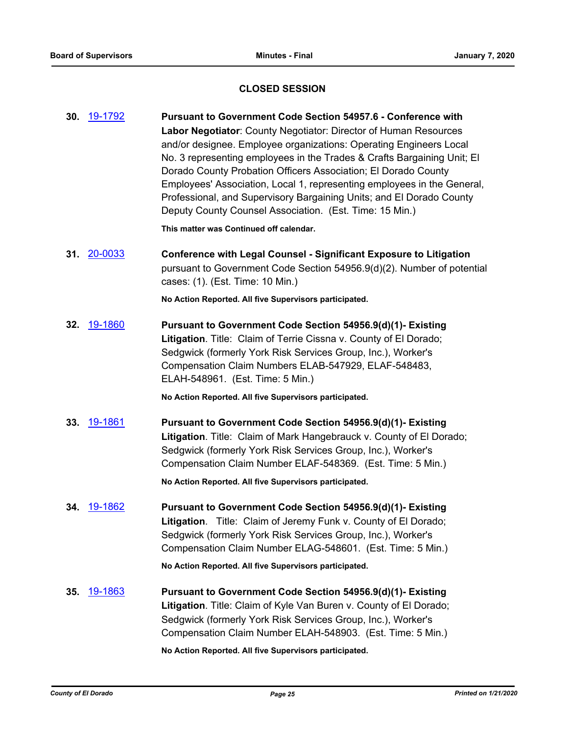## CLOSED SESSION

**30.** 19-1792 **Pursuant to Government Code Section 54957.6 - Conference with Labor Negotiator**: County Negotiator: Director of Human Resources and/or designee. Employee organizations: Operating Engineers Local No. 3 representing employees in the Trades & Crafts Bargaining Unit; El Dorado County Probation Officers Association; El Dorado County Employees' Association, Local 1, representing employees in the General, Professional, and Supervisory Bargaining Units; and El Dorado County Deputy County Counsel Association. (Est. Time: 15 Min.)

**This matter was Continued off calendar.**

**31.** 20-0033 **Conference with Legal Counsel - Significant Exposure to Litigation** pursuant to Government Code Section 54956.9(d)(2). Number of potential cases: (1). (Est. Time: 10 Min.)

**No Action Reported. All five Supervisors participated.**

**32.** 19-1860 **Pursuant to Government Code Section 54956.9(d)(1)- Existing Litigation**. Title: Claim of Terrie Cissna v. County of El Dorado; Sedgwick (formerly York Risk Services Group, Inc.), Worker's Compensation Claim Numbers ELAB-547929, ELAF-548483, ELAH-548961. (Est. Time: 5 Min.)

**No Action Reported. All five Supervisors participated.**

**33.** 19-1861 **Pursuant to Government Code Section 54956.9(d)(1)- Existing Litigation**. Title: Claim of Mark Hangebrauck v. County of El Dorado; Sedgwick (formerly York Risk Services Group, Inc.), Worker's Compensation Claim Number ELAF-548369. (Est. Time: 5 Min.)

**No Action Reported. All five Supervisors participated.**

**34.** 19-1862 **Pursuant to Government Code Section 54956.9(d)(1)- Existing Litigation**. Title: Claim of Jeremy Funk v. County of El Dorado; Sedgwick (formerly York Risk Services Group, Inc.), Worker's Compensation Claim Number ELAG-548601. (Est. Time: 5 Min.)

**No Action Reported. All five Supervisors participated.**

**35.** 19-1863 **Pursuant to Government Code Section 54956.9(d)(1)- Existing Litigation**. Title: Claim of Kyle Van Buren v. County of El Dorado; Sedgwick (formerly York Risk Services Group, Inc.), Worker's Compensation Claim Number ELAH-548903. (Est. Time: 5 Min.)

**No Action Reported. All five Supervisors participated.**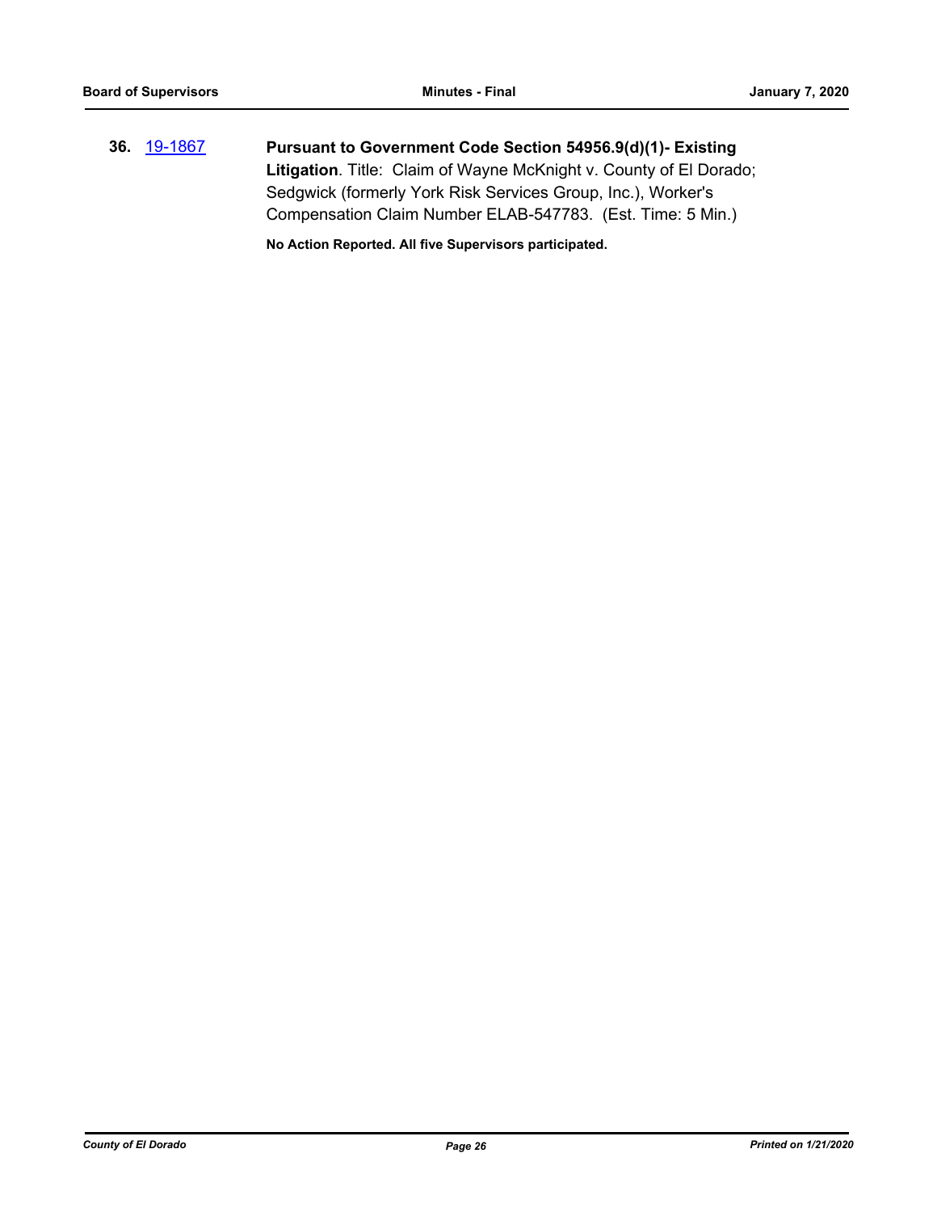**36.** 19-1867 **Pursuant to Government Code Section 54956.9(d)(1)- Existing Litigation**. Title: Claim of Wayne McKnight v. County of El Dorado; Sedgwick (formerly York Risk Services Group, Inc.), Worker's Compensation Claim Number ELAB-547783. (Est. Time: 5 Min.)

**No Action Reported. All five Supervisors participated.**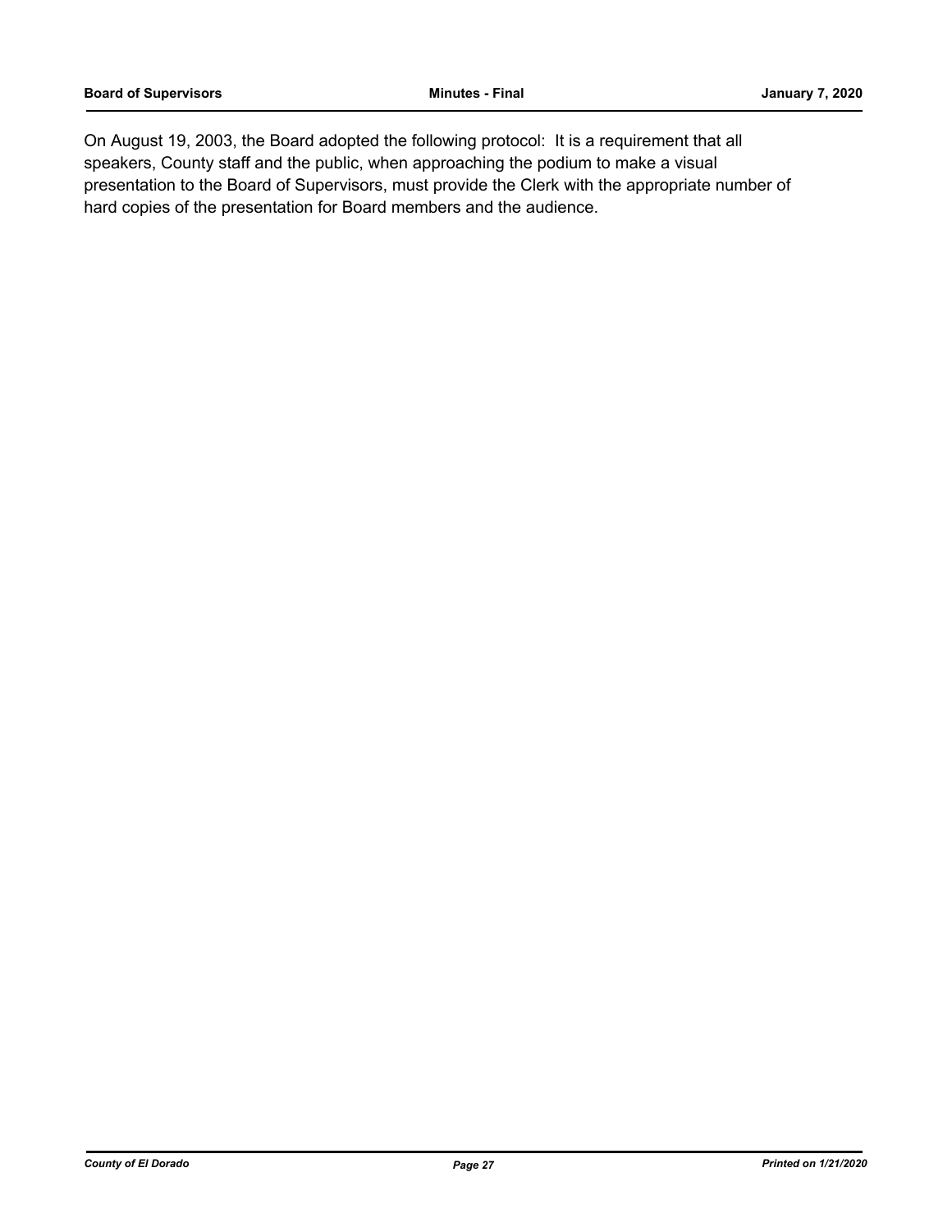On August 19, 2003, the Board adopted the following protocol: It is a requirement that all speakers, County staff and the public, when approaching the podium to make a visual presentation to the Board of Supervisors, must provide the Clerk with the appropriate number of hard copies of the presentation for Board members and the audience.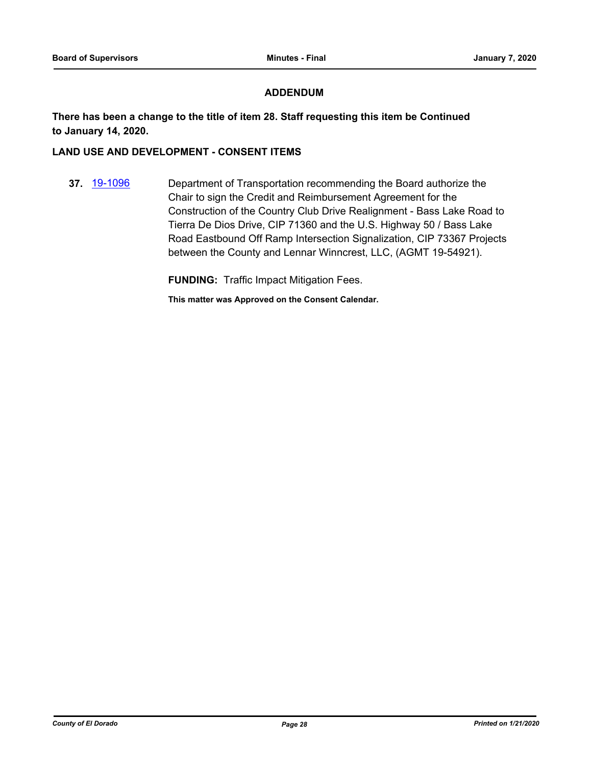## ADDENDUM

**There has been a change to the title of item 28. Staff requesting this item be Continued to January 14, 2020.**

### LAND USE AND DEVELOPMENT - CONSENT ITEMS

**37.** 19-1096 Department of Transportation recommending the Board authorize the Chair to sign the Credit and Reimbursement Agreement for the Construction of the Country Club Drive Realignment - Bass Lake Road to Tierra De Dios Drive, CIP 71360 and the U.S. Highway 50 / Bass Lake Road Eastbound Off Ramp Intersection Signalization, CIP 73367 Projects between the County and Lennar Winncrest, LLC, (AGMT 19-54921).

**FUNDING:** Traffic Impact Mitigation Fees.

**This matter was Approved on the Consent Calendar.**